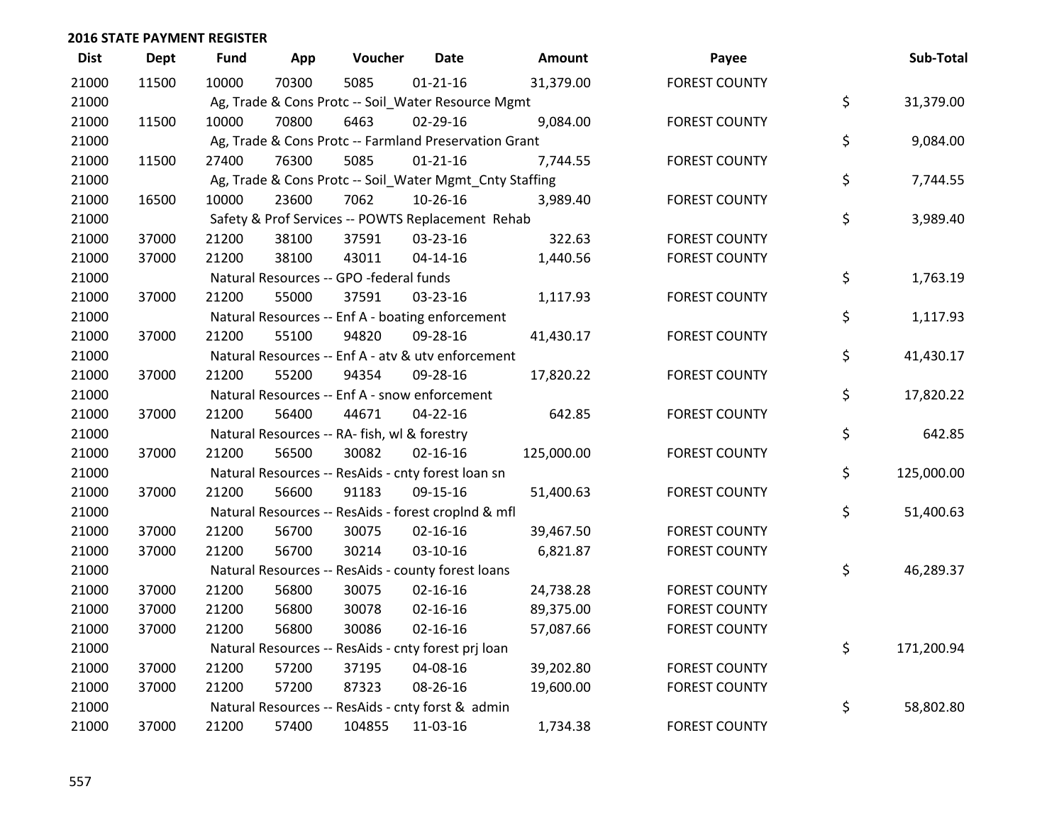## 2016 STATE PAYMENT REGISTER

| Dist | Dept | Fund | App | Voucher | Date | Amount | Payee | Sub-Total |
|---|---|---|---|---|---|---|---|---|
| 21000 | 11500 | 10000 | 70300 | 5085 | 01-21-16 | 31,379.00 | FOREST COUNTY | |
| 21000 | | Ag, Trade & Cons Protc -- Soil_Water Resource Mgmt | | | | | | $ 31,379.00 |
| 21000 | 11500 | 10000 | 70800 | 6463 | 02-29-16 | 9,084.00 | FOREST COUNTY | |
| 21000 | | Ag, Trade & Cons Protc -- Farmland Preservation Grant | | | | | | $ 9,084.00 |
| 21000 | 11500 | 27400 | 76300 | 5085 | 01-21-16 | 7,744.55 | FOREST COUNTY | |
| 21000 | | Ag, Trade & Cons Protc -- Soil_Water Mgmt_Cnty Staffing | | | | | | $ 7,744.55 |
| 21000 | 16500 | 10000 | 23600 | 7062 | 10-26-16 | 3,989.40 | FOREST COUNTY | |
| 21000 | | Safety & Prof Services -- POWTS Replacement Rehab | | | | | | $ 3,989.40 |
| 21000 | 37000 | 21200 | 38100 | 37591 | 03-23-16 | 322.63 | FOREST COUNTY | |
| 21000 | 37000 | 21200 | 38100 | 43011 | 04-14-16 | 1,440.56 | FOREST COUNTY | |
| 21000 | | Natural Resources -- GPO -federal funds | | | | | | $ 1,763.19 |
| 21000 | 37000 | 21200 | 55000 | 37591 | 03-23-16 | 1,117.93 | FOREST COUNTY | |
| 21000 | | Natural Resources -- Enf A - boating enforcement | | | | | | $ 1,117.93 |
| 21000 | 37000 | 21200 | 55100 | 94820 | 09-28-16 | 41,430.17 | FOREST COUNTY | |
| 21000 | | Natural Resources -- Enf A - atv & utv enforcement | | | | | | $ 41,430.17 |
| 21000 | 37000 | 21200 | 55200 | 94354 | 09-28-16 | 17,820.22 | FOREST COUNTY | |
| 21000 | | Natural Resources -- Enf A - snow enforcement | | | | | | $ 17,820.22 |
| 21000 | 37000 | 21200 | 56400 | 44671 | 04-22-16 | 642.85 | FOREST COUNTY | |
| 21000 | | Natural Resources -- RA- fish, wl & forestry | | | | | | $ 642.85 |
| 21000 | 37000 | 21200 | 56500 | 30082 | 02-16-16 | 125,000.00 | FOREST COUNTY | |
| 21000 | | Natural Resources -- ResAids - cnty forest loan sn | | | | | | $ 125,000.00 |
| 21000 | 37000 | 21200 | 56600 | 91183 | 09-15-16 | 51,400.63 | FOREST COUNTY | |
| 21000 | | Natural Resources -- ResAids - forest croplnd & mfl | | | | | | $ 51,400.63 |
| 21000 | 37000 | 21200 | 56700 | 30075 | 02-16-16 | 39,467.50 | FOREST COUNTY | |
| 21000 | 37000 | 21200 | 56700 | 30214 | 03-10-16 | 6,821.87 | FOREST COUNTY | |
| 21000 | | Natural Resources -- ResAids - county forest loans | | | | | | $ 46,289.37 |
| 21000 | 37000 | 21200 | 56800 | 30075 | 02-16-16 | 24,738.28 | FOREST COUNTY | |
| 21000 | 37000 | 21200 | 56800 | 30078 | 02-16-16 | 89,375.00 | FOREST COUNTY | |
| 21000 | 37000 | 21200 | 56800 | 30086 | 02-16-16 | 57,087.66 | FOREST COUNTY | |
| 21000 | | Natural Resources -- ResAids - cnty forest prj loan | | | | | | $ 171,200.94 |
| 21000 | 37000 | 21200 | 57200 | 37195 | 04-08-16 | 39,202.80 | FOREST COUNTY | |
| 21000 | 37000 | 21200 | 57200 | 87323 | 08-26-16 | 19,600.00 | FOREST COUNTY | |
| 21000 | | Natural Resources -- ResAids - cnty forst & admin | | | | | | $ 58,802.80 |
| 21000 | 37000 | 21200 | 57400 | 104855 | 11-03-16 | 1,734.38 | FOREST COUNTY | |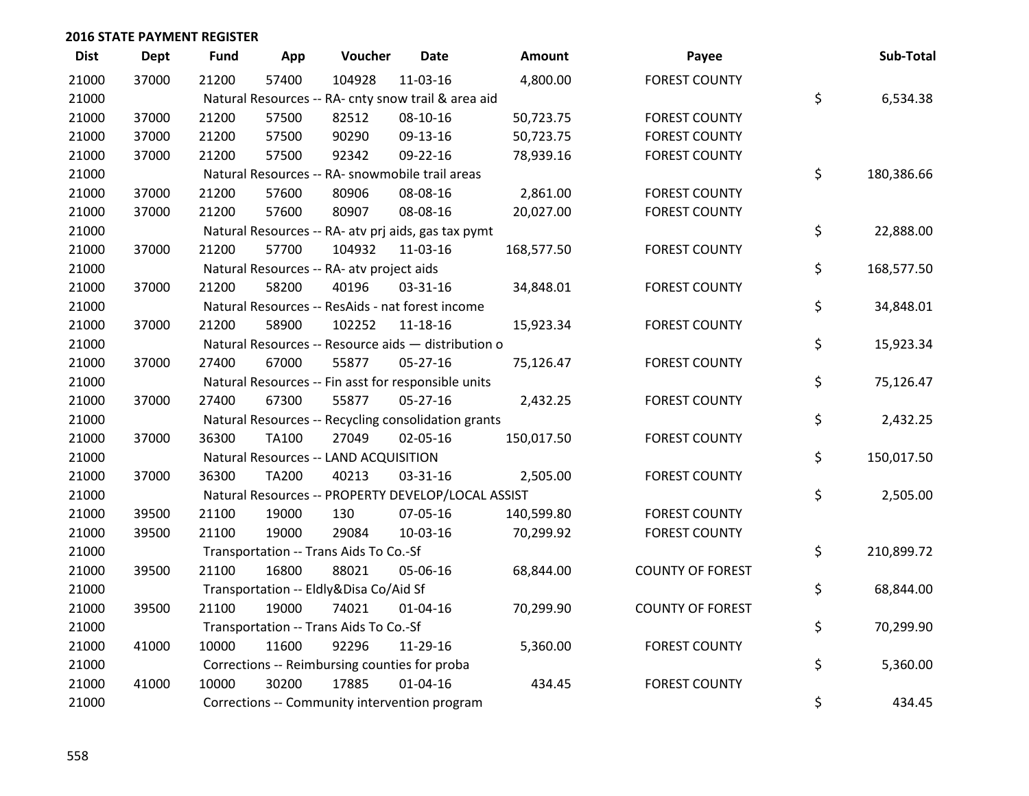**2016 STATE PAYMENT REGISTER**

| Dist | Dept | Fund | App | Voucher | Date | Amount | Payee | Sub-Total |
|---|---|---|---|---|---|---|---|---|
| 21000 | 37000 | 21200 | 57400 | 104928 | 11-03-16 | 4,800.00 | FOREST COUNTY | |
| 21000 | | Natural Resources -- RA- cnty snow trail & area aid | | | | | | $ 6,534.38 |
| 21000 | 37000 | 21200 | 57500 | 82512 | 08-10-16 | 50,723.75 | FOREST COUNTY | |
| 21000 | 37000 | 21200 | 57500 | 90290 | 09-13-16 | 50,723.75 | FOREST COUNTY | |
| 21000 | 37000 | 21200 | 57500 | 92342 | 09-22-16 | 78,939.16 | FOREST COUNTY | |
| 21000 | | Natural Resources -- RA- snowmobile trail areas | | | | | | $ 180,386.66 |
| 21000 | 37000 | 21200 | 57600 | 80906 | 08-08-16 | 2,861.00 | FOREST COUNTY | |
| 21000 | 37000 | 21200 | 57600 | 80907 | 08-08-16 | 20,027.00 | FOREST COUNTY | |
| 21000 | | Natural Resources -- RA- atv prj aids, gas tax pymt | | | | | | $ 22,888.00 |
| 21000 | 37000 | 21200 | 57700 | 104932 | 11-03-16 | 168,577.50 | FOREST COUNTY | |
| 21000 | | Natural Resources -- RA- atv project aids | | | | | | $ 168,577.50 |
| 21000 | 37000 | 21200 | 58200 | 40196 | 03-31-16 | 34,848.01 | FOREST COUNTY | |
| 21000 | | Natural Resources -- ResAids - nat forest income | | | | | | $ 34,848.01 |
| 21000 | 37000 | 21200 | 58900 | 102252 | 11-18-16 | 15,923.34 | FOREST COUNTY | |
| 21000 | | Natural Resources -- Resource aids — distribution o | | | | | | $ 15,923.34 |
| 21000 | 37000 | 27400 | 67000 | 55877 | 05-27-16 | 75,126.47 | FOREST COUNTY | |
| 21000 | | Natural Resources -- Fin asst for responsible units | | | | | | $ 75,126.47 |
| 21000 | 37000 | 27400 | 67300 | 55877 | 05-27-16 | 2,432.25 | FOREST COUNTY | |
| 21000 | | Natural Resources -- Recycling consolidation grants | | | | | | $ 2,432.25 |
| 21000 | 37000 | 36300 | TA100 | 27049 | 02-05-16 | 150,017.50 | FOREST COUNTY | |
| 21000 | | Natural Resources -- LAND ACQUISITION | | | | | | $ 150,017.50 |
| 21000 | 37000 | 36300 | TA200 | 40213 | 03-31-16 | 2,505.00 | FOREST COUNTY | |
| 21000 | | Natural Resources -- PROPERTY DEVELOP/LOCAL ASSIST | | | | | | $ 2,505.00 |
| 21000 | 39500 | 21100 | 19000 | 130 | 07-05-16 | 140,599.80 | FOREST COUNTY | |
| 21000 | 39500 | 21100 | 19000 | 29084 | 10-03-16 | 70,299.92 | FOREST COUNTY | |
| 21000 | | Transportation -- Trans Aids To Co.-Sf | | | | | | $ 210,899.72 |
| 21000 | 39500 | 21100 | 16800 | 88021 | 05-06-16 | 68,844.00 | COUNTY OF FOREST | |
| 21000 | | Transportation -- Eldly&Disa Co/Aid Sf | | | | | | $ 68,844.00 |
| 21000 | 39500 | 21100 | 19000 | 74021 | 01-04-16 | 70,299.90 | COUNTY OF FOREST | |
| 21000 | | Transportation -- Trans Aids To Co.-Sf | | | | | | $ 70,299.90 |
| 21000 | 41000 | 10000 | 11600 | 92296 | 11-29-16 | 5,360.00 | FOREST COUNTY | |
| 21000 | | Corrections -- Reimbursing counties for proba | | | | | | $ 5,360.00 |
| 21000 | 41000 | 10000 | 30200 | 17885 | 01-04-16 | 434.45 | FOREST COUNTY | |
| 21000 | | Corrections -- Community intervention program | | | | | | $ 434.45 |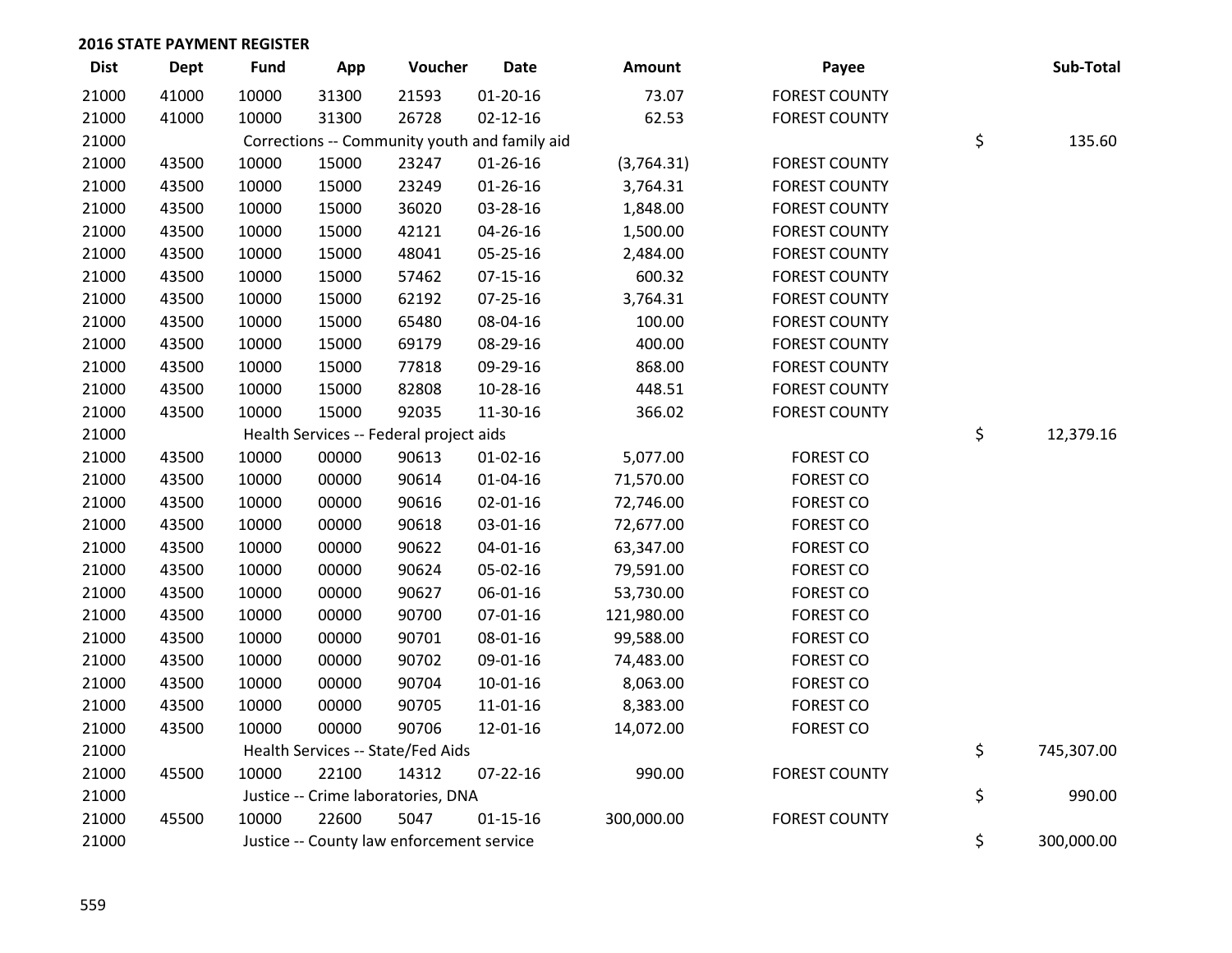**2016 STATE PAYMENT REGISTER**

| Dist | Dept | Fund | App | Voucher | Date | Amount | Payee | | Sub-Total |
|---|---|---|---|---|---|---|---|---|---|
| 21000 | 41000 | 10000 | 31300 | 21593 | 01-20-16 | 73.07 | FOREST COUNTY | | |
| 21000 | 41000 | 10000 | 31300 | 26728 | 02-12-16 | 62.53 | FOREST COUNTY | | |
| 21000 | | Corrections -- Community youth and family aid | | | | | | $ | 135.60 |
| 21000 | 43500 | 10000 | 15000 | 23247 | 01-26-16 | (3,764.31) | FOREST COUNTY | | |
| 21000 | 43500 | 10000 | 15000 | 23249 | 01-26-16 | 3,764.31 | FOREST COUNTY | | |
| 21000 | 43500 | 10000 | 15000 | 36020 | 03-28-16 | 1,848.00 | FOREST COUNTY | | |
| 21000 | 43500 | 10000 | 15000 | 42121 | 04-26-16 | 1,500.00 | FOREST COUNTY | | |
| 21000 | 43500 | 10000 | 15000 | 48041 | 05-25-16 | 2,484.00 | FOREST COUNTY | | |
| 21000 | 43500 | 10000 | 15000 | 57462 | 07-15-16 | 600.32 | FOREST COUNTY | | |
| 21000 | 43500 | 10000 | 15000 | 62192 | 07-25-16 | 3,764.31 | FOREST COUNTY | | |
| 21000 | 43500 | 10000 | 15000 | 65480 | 08-04-16 | 100.00 | FOREST COUNTY | | |
| 21000 | 43500 | 10000 | 15000 | 69179 | 08-29-16 | 400.00 | FOREST COUNTY | | |
| 21000 | 43500 | 10000 | 15000 | 77818 | 09-29-16 | 868.00 | FOREST COUNTY | | |
| 21000 | 43500 | 10000 | 15000 | 82808 | 10-28-16 | 448.51 | FOREST COUNTY | | |
| 21000 | 43500 | 10000 | 15000 | 92035 | 11-30-16 | 366.02 | FOREST COUNTY | | |
| 21000 | | Health Services -- Federal project aids | | | | | | $ | 12,379.16 |
| 21000 | 43500 | 10000 | 00000 | 90613 | 01-02-16 | 5,077.00 | FOREST CO | | |
| 21000 | 43500 | 10000 | 00000 | 90614 | 01-04-16 | 71,570.00 | FOREST CO | | |
| 21000 | 43500 | 10000 | 00000 | 90616 | 02-01-16 | 72,746.00 | FOREST CO | | |
| 21000 | 43500 | 10000 | 00000 | 90618 | 03-01-16 | 72,677.00 | FOREST CO | | |
| 21000 | 43500 | 10000 | 00000 | 90622 | 04-01-16 | 63,347.00 | FOREST CO | | |
| 21000 | 43500 | 10000 | 00000 | 90624 | 05-02-16 | 79,591.00 | FOREST CO | | |
| 21000 | 43500 | 10000 | 00000 | 90627 | 06-01-16 | 53,730.00 | FOREST CO | | |
| 21000 | 43500 | 10000 | 00000 | 90700 | 07-01-16 | 121,980.00 | FOREST CO | | |
| 21000 | 43500 | 10000 | 00000 | 90701 | 08-01-16 | 99,588.00 | FOREST CO | | |
| 21000 | 43500 | 10000 | 00000 | 90702 | 09-01-16 | 74,483.00 | FOREST CO | | |
| 21000 | 43500 | 10000 | 00000 | 90704 | 10-01-16 | 8,063.00 | FOREST CO | | |
| 21000 | 43500 | 10000 | 00000 | 90705 | 11-01-16 | 8,383.00 | FOREST CO | | |
| 21000 | 43500 | 10000 | 00000 | 90706 | 12-01-16 | 14,072.00 | FOREST CO | | |
| 21000 | | Health Services -- State/Fed Aids | | | | | | $ | 745,307.00 |
| 21000 | 45500 | 10000 | 22100 | 14312 | 07-22-16 | 990.00 | FOREST COUNTY | | |
| 21000 | | Justice -- Crime laboratories, DNA | | | | | | $ | 990.00 |
| 21000 | 45500 | 10000 | 22600 | 5047 | 01-15-16 | 300,000.00 | FOREST COUNTY | | |
| 21000 | | Justice -- County law enforcement service | | | | | | $ | 300,000.00 |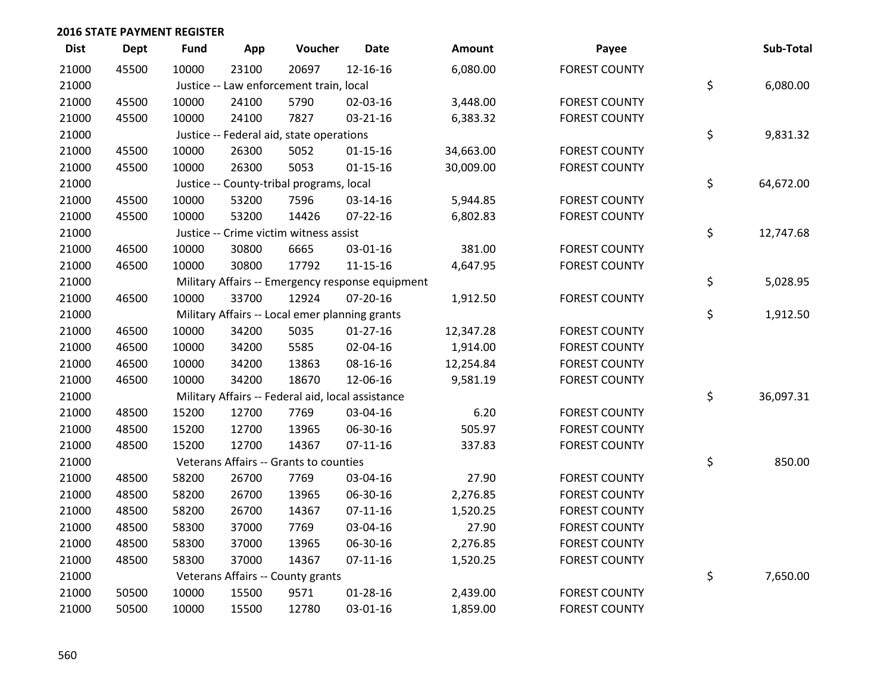## 2016 STATE PAYMENT REGISTER

| Dist | Dept | Fund | App | Voucher | Date | Amount | Payee | | Sub-Total |
|---|---|---|---|---|---|---|---|---|---|
| 21000 | 45500 | 10000 | 23100 | 20697 | 12-16-16 | 6,080.00 | FOREST COUNTY | | |
| 21000 | | Justice -- Law enforcement train, local | | | | | | $ | 6,080.00 |
| 21000 | 45500 | 10000 | 24100 | 5790 | 02-03-16 | 3,448.00 | FOREST COUNTY | | |
| 21000 | 45500 | 10000 | 24100 | 7827 | 03-21-16 | 6,383.32 | FOREST COUNTY | | |
| 21000 | | Justice -- Federal aid, state operations | | | | | | $ | 9,831.32 |
| 21000 | 45500 | 10000 | 26300 | 5052 | 01-15-16 | 34,663.00 | FOREST COUNTY | | |
| 21000 | 45500 | 10000 | 26300 | 5053 | 01-15-16 | 30,009.00 | FOREST COUNTY | | |
| 21000 | | Justice -- County-tribal programs, local | | | | | | $ | 64,672.00 |
| 21000 | 45500 | 10000 | 53200 | 7596 | 03-14-16 | 5,944.85 | FOREST COUNTY | | |
| 21000 | 45500 | 10000 | 53200 | 14426 | 07-22-16 | 6,802.83 | FOREST COUNTY | | |
| 21000 | | Justice -- Crime victim witness assist | | | | | | $ | 12,747.68 |
| 21000 | 46500 | 10000 | 30800 | 6665 | 03-01-16 | 381.00 | FOREST COUNTY | | |
| 21000 | 46500 | 10000 | 30800 | 17792 | 11-15-16 | 4,647.95 | FOREST COUNTY | | |
| 21000 | | Military Affairs -- Emergency response equipment | | | | | | $ | 5,028.95 |
| 21000 | 46500 | 10000 | 33700 | 12924 | 07-20-16 | 1,912.50 | FOREST COUNTY | | |
| 21000 | | Military Affairs -- Local emer planning grants | | | | | | $ | 1,912.50 |
| 21000 | 46500 | 10000 | 34200 | 5035 | 01-27-16 | 12,347.28 | FOREST COUNTY | | |
| 21000 | 46500 | 10000 | 34200 | 5585 | 02-04-16 | 1,914.00 | FOREST COUNTY | | |
| 21000 | 46500 | 10000 | 34200 | 13863 | 08-16-16 | 12,254.84 | FOREST COUNTY | | |
| 21000 | 46500 | 10000 | 34200 | 18670 | 12-06-16 | 9,581.19 | FOREST COUNTY | | |
| 21000 | | Military Affairs -- Federal aid, local assistance | | | | | | $ | 36,097.31 |
| 21000 | 48500 | 15200 | 12700 | 7769 | 03-04-16 | 6.20 | FOREST COUNTY | | |
| 21000 | 48500 | 15200 | 12700 | 13965 | 06-30-16 | 505.97 | FOREST COUNTY | | |
| 21000 | 48500 | 15200 | 12700 | 14367 | 07-11-16 | 337.83 | FOREST COUNTY | | |
| 21000 | | Veterans Affairs -- Grants to counties | | | | | | $ | 850.00 |
| 21000 | 48500 | 58200 | 26700 | 7769 | 03-04-16 | 27.90 | FOREST COUNTY | | |
| 21000 | 48500 | 58200 | 26700 | 13965 | 06-30-16 | 2,276.85 | FOREST COUNTY | | |
| 21000 | 48500 | 58200 | 26700 | 14367 | 07-11-16 | 1,520.25 | FOREST COUNTY | | |
| 21000 | 48500 | 58300 | 37000 | 7769 | 03-04-16 | 27.90 | FOREST COUNTY | | |
| 21000 | 48500 | 58300 | 37000 | 13965 | 06-30-16 | 2,276.85 | FOREST COUNTY | | |
| 21000 | 48500 | 58300 | 37000 | 14367 | 07-11-16 | 1,520.25 | FOREST COUNTY | | |
| 21000 | | Veterans Affairs -- County grants | | | | | | $ | 7,650.00 |
| 21000 | 50500 | 10000 | 15500 | 9571 | 01-28-16 | 2,439.00 | FOREST COUNTY | | |
| 21000 | 50500 | 10000 | 15500 | 12780 | 03-01-16 | 1,859.00 | FOREST COUNTY | | |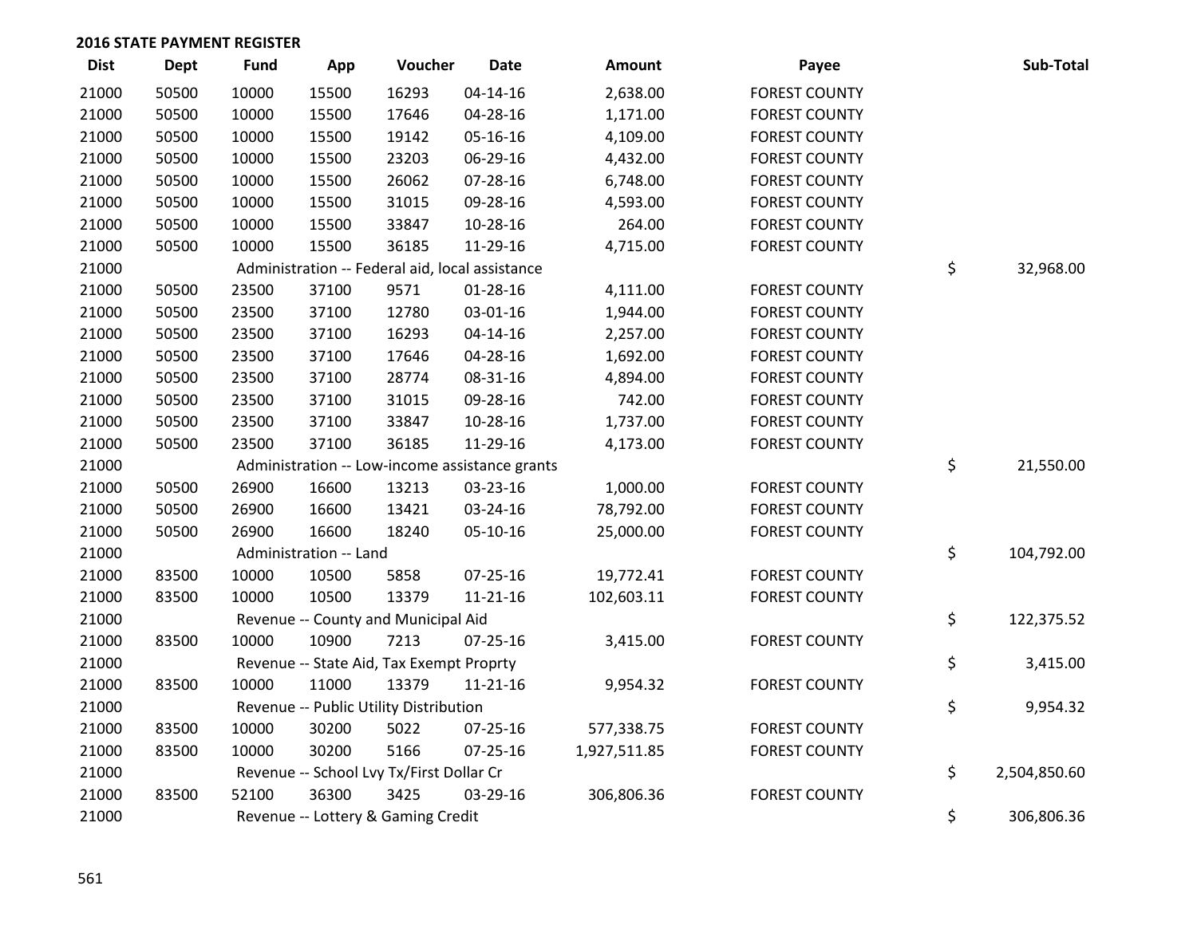**2016 STATE PAYMENT REGISTER**

| Dist | Dept | Fund | App | Voucher | Date | Amount | Payee | Sub-Total |
|---|---|---|---|---|---|---|---|---|
| 21000 | 50500 | 10000 | 15500 | 16293 | 04-14-16 | 2,638.00 | FOREST COUNTY | |
| 21000 | 50500 | 10000 | 15500 | 17646 | 04-28-16 | 1,171.00 | FOREST COUNTY | |
| 21000 | 50500 | 10000 | 15500 | 19142 | 05-16-16 | 4,109.00 | FOREST COUNTY | |
| 21000 | 50500 | 10000 | 15500 | 23203 | 06-29-16 | 4,432.00 | FOREST COUNTY | |
| 21000 | 50500 | 10000 | 15500 | 26062 | 07-28-16 | 6,748.00 | FOREST COUNTY | |
| 21000 | 50500 | 10000 | 15500 | 31015 | 09-28-16 | 4,593.00 | FOREST COUNTY | |
| 21000 | 50500 | 10000 | 15500 | 33847 | 10-28-16 | 264.00 | FOREST COUNTY | |
| 21000 | 50500 | 10000 | 15500 | 36185 | 11-29-16 | 4,715.00 | FOREST COUNTY | |
| 21000 | | Administration -- Federal aid, local assistance | | | | | | $ 32,968.00 |
| 21000 | 50500 | 23500 | 37100 | 9571 | 01-28-16 | 4,111.00 | FOREST COUNTY | |
| 21000 | 50500 | 23500 | 37100 | 12780 | 03-01-16 | 1,944.00 | FOREST COUNTY | |
| 21000 | 50500 | 23500 | 37100 | 16293 | 04-14-16 | 2,257.00 | FOREST COUNTY | |
| 21000 | 50500 | 23500 | 37100 | 17646 | 04-28-16 | 1,692.00 | FOREST COUNTY | |
| 21000 | 50500 | 23500 | 37100 | 28774 | 08-31-16 | 4,894.00 | FOREST COUNTY | |
| 21000 | 50500 | 23500 | 37100 | 31015 | 09-28-16 | 742.00 | FOREST COUNTY | |
| 21000 | 50500 | 23500 | 37100 | 33847 | 10-28-16 | 1,737.00 | FOREST COUNTY | |
| 21000 | 50500 | 23500 | 37100 | 36185 | 11-29-16 | 4,173.00 | FOREST COUNTY | |
| 21000 | | Administration -- Low-income assistance grants | | | | | | $ 21,550.00 |
| 21000 | 50500 | 26900 | 16600 | 13213 | 03-23-16 | 1,000.00 | FOREST COUNTY | |
| 21000 | 50500 | 26900 | 16600 | 13421 | 03-24-16 | 78,792.00 | FOREST COUNTY | |
| 21000 | 50500 | 26900 | 16600 | 18240 | 05-10-16 | 25,000.00 | FOREST COUNTY | |
| 21000 | | Administration -- Land | | | | | | $ 104,792.00 |
| 21000 | 83500 | 10000 | 10500 | 5858 | 07-25-16 | 19,772.41 | FOREST COUNTY | |
| 21000 | 83500 | 10000 | 10500 | 13379 | 11-21-16 | 102,603.11 | FOREST COUNTY | |
| 21000 | | Revenue -- County and Municipal Aid | | | | | | $ 122,375.52 |
| 21000 | 83500 | 10000 | 10900 | 7213 | 07-25-16 | 3,415.00 | FOREST COUNTY | |
| 21000 | | Revenue -- State Aid, Tax Exempt Proprty | | | | | | $ 3,415.00 |
| 21000 | 83500 | 10000 | 11000 | 13379 | 11-21-16 | 9,954.32 | FOREST COUNTY | |
| 21000 | | Revenue -- Public Utility Distribution | | | | | | $ 9,954.32 |
| 21000 | 83500 | 10000 | 30200 | 5022 | 07-25-16 | 577,338.75 | FOREST COUNTY | |
| 21000 | 83500 | 10000 | 30200 | 5166 | 07-25-16 | 1,927,511.85 | FOREST COUNTY | |
| 21000 | | Revenue -- School Lvy Tx/First Dollar Cr | | | | | | $ 2,504,850.60 |
| 21000 | 83500 | 52100 | 36300 | 3425 | 03-29-16 | 306,806.36 | FOREST COUNTY | |
| 21000 | | Revenue -- Lottery & Gaming Credit | | | | | | $ 306,806.36 |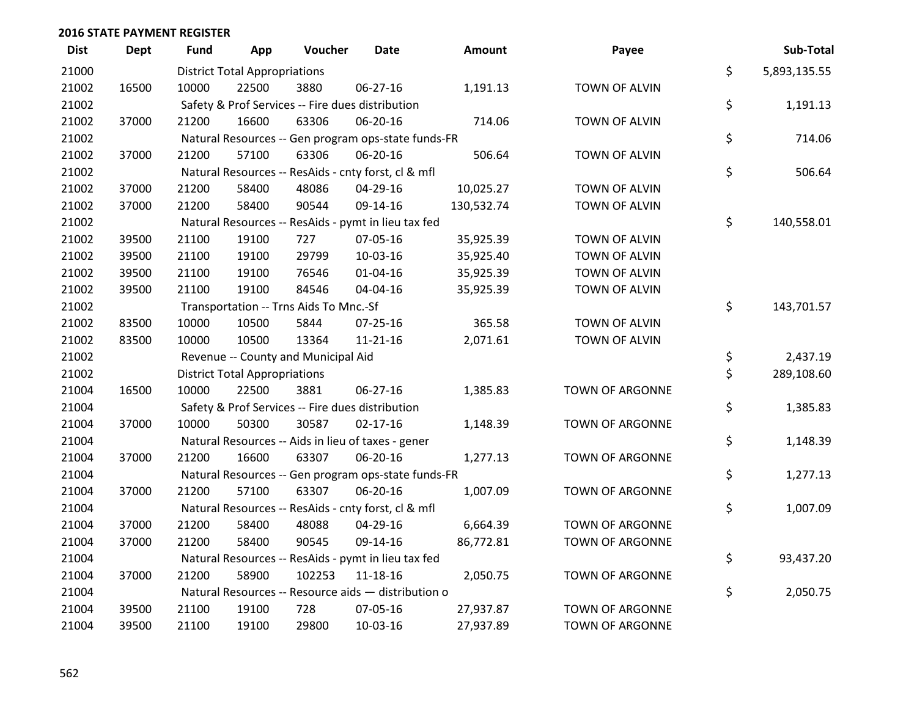## 2016 STATE PAYMENT REGISTER

| Dist | Dept | Fund | App | Voucher | Date | Amount | Payee | | Sub-Total |
|---|---|---|---|---|---|---|---|---|---|
| 21000 | | District Total Appropriations | | | | | | $ | 5,893,135.55 |
| 21002 | 16500 | 10000 | 22500 | 3880 | 06-27-16 | 1,191.13 | TOWN OF ALVIN | | |
| 21002 | | Safety & Prof Services -- Fire dues distribution | | | | | | $ | 1,191.13 |
| 21002 | 37000 | 21200 | 16600 | 63306 | 06-20-16 | 714.06 | TOWN OF ALVIN | | |
| 21002 | | Natural Resources -- Gen program ops-state funds-FR | | | | | | $ | 714.06 |
| 21002 | 37000 | 21200 | 57100 | 63306 | 06-20-16 | 506.64 | TOWN OF ALVIN | | |
| 21002 | | Natural Resources -- ResAids - cnty forst, cl & mfl | | | | | | $ | 506.64 |
| 21002 | 37000 | 21200 | 58400 | 48086 | 04-29-16 | 10,025.27 | TOWN OF ALVIN | | |
| 21002 | 37000 | 21200 | 58400 | 90544 | 09-14-16 | 130,532.74 | TOWN OF ALVIN | | |
| 21002 | | Natural Resources -- ResAids - pymt in lieu tax fed | | | | | | $ | 140,558.01 |
| 21002 | 39500 | 21100 | 19100 | 727 | 07-05-16 | 35,925.39 | TOWN OF ALVIN | | |
| 21002 | 39500 | 21100 | 19100 | 29799 | 10-03-16 | 35,925.40 | TOWN OF ALVIN | | |
| 21002 | 39500 | 21100 | 19100 | 76546 | 01-04-16 | 35,925.39 | TOWN OF ALVIN | | |
| 21002 | 39500 | 21100 | 19100 | 84546 | 04-04-16 | 35,925.39 | TOWN OF ALVIN | | |
| 21002 | | Transportation -- Trns Aids To Mnc.-Sf | | | | | | $ | 143,701.57 |
| 21002 | 83500 | 10000 | 10500 | 5844 | 07-25-16 | 365.58 | TOWN OF ALVIN | | |
| 21002 | 83500 | 10000 | 10500 | 13364 | 11-21-16 | 2,071.61 | TOWN OF ALVIN | | |
| 21002 | | Revenue -- County and Municipal Aid | | | | | | $ | 2,437.19 |
| 21002 | | District Total Appropriations | | | | | | $ | 289,108.60 |
| 21004 | 16500 | 10000 | 22500 | 3881 | 06-27-16 | 1,385.83 | TOWN OF ARGONNE | | |
| 21004 | | Safety & Prof Services -- Fire dues distribution | | | | | | $ | 1,385.83 |
| 21004 | 37000 | 10000 | 50300 | 30587 | 02-17-16 | 1,148.39 | TOWN OF ARGONNE | | |
| 21004 | | Natural Resources -- Aids in lieu of taxes - gener | | | | | | $ | 1,148.39 |
| 21004 | 37000 | 21200 | 16600 | 63307 | 06-20-16 | 1,277.13 | TOWN OF ARGONNE | | |
| 21004 | | Natural Resources -- Gen program ops-state funds-FR | | | | | | $ | 1,277.13 |
| 21004 | 37000 | 21200 | 57100 | 63307 | 06-20-16 | 1,007.09 | TOWN OF ARGONNE | | |
| 21004 | | Natural Resources -- ResAids - cnty forst, cl & mfl | | | | | | $ | 1,007.09 |
| 21004 | 37000 | 21200 | 58400 | 48088 | 04-29-16 | 6,664.39 | TOWN OF ARGONNE | | |
| 21004 | 37000 | 21200 | 58400 | 90545 | 09-14-16 | 86,772.81 | TOWN OF ARGONNE | | |
| 21004 | | Natural Resources -- ResAids - pymt in lieu tax fed | | | | | | $ | 93,437.20 |
| 21004 | 37000 | 21200 | 58900 | 102253 | 11-18-16 | 2,050.75 | TOWN OF ARGONNE | | |
| 21004 | | Natural Resources -- Resource aids — distribution o | | | | | | $ | 2,050.75 |
| 21004 | 39500 | 21100 | 19100 | 728 | 07-05-16 | 27,937.87 | TOWN OF ARGONNE | | |
| 21004 | 39500 | 21100 | 19100 | 29800 | 10-03-16 | 27,937.89 | TOWN OF ARGONNE | | |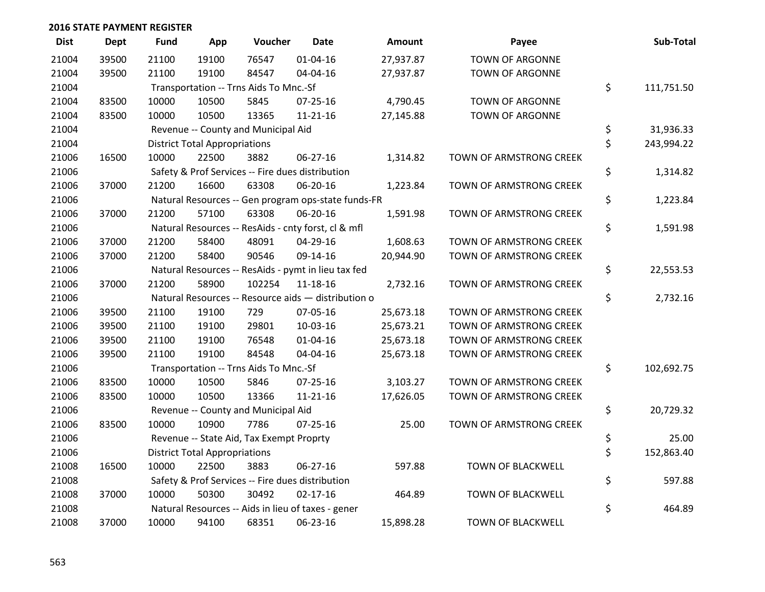## 2016 STATE PAYMENT REGISTER

| Dist | Dept | Fund | App | Voucher | Date | Amount | Payee | Sub-Total |
|---|---|---|---|---|---|---|---|---|
| 21004 | 39500 | 21100 | 19100 | 76547 | 01-04-16 | 27,937.87 | TOWN OF ARGONNE | |
| 21004 | 39500 | 21100 | 19100 | 84547 | 04-04-16 | 27,937.87 | TOWN OF ARGONNE | |
| 21004 | | Transportation -- Trns Aids To Mnc.-Sf | | | | | | $ 111,751.50 |
| 21004 | 83500 | 10000 | 10500 | 5845 | 07-25-16 | 4,790.45 | TOWN OF ARGONNE | |
| 21004 | 83500 | 10000 | 10500 | 13365 | 11-21-16 | 27,145.88 | TOWN OF ARGONNE | |
| 21004 | | Revenue -- County and Municipal Aid | | | | | | $ 31,936.33 |
| 21004 | | District Total Appropriations | | | | | | $ 243,994.22 |
| 21006 | 16500 | 10000 | 22500 | 3882 | 06-27-16 | 1,314.82 | TOWN OF ARMSTRONG CREEK | |
| 21006 | | Safety & Prof Services -- Fire dues distribution | | | | | | $ 1,314.82 |
| 21006 | 37000 | 21200 | 16600 | 63308 | 06-20-16 | 1,223.84 | TOWN OF ARMSTRONG CREEK | |
| 21006 | | Natural Resources -- Gen program ops-state funds-FR | | | | | | $ 1,223.84 |
| 21006 | 37000 | 21200 | 57100 | 63308 | 06-20-16 | 1,591.98 | TOWN OF ARMSTRONG CREEK | |
| 21006 | | Natural Resources -- ResAids - cnty forst, cl & mfl | | | | | | $ 1,591.98 |
| 21006 | 37000 | 21200 | 58400 | 48091 | 04-29-16 | 1,608.63 | TOWN OF ARMSTRONG CREEK | |
| 21006 | 37000 | 21200 | 58400 | 90546 | 09-14-16 | 20,944.90 | TOWN OF ARMSTRONG CREEK | |
| 21006 | | Natural Resources -- ResAids - pymt in lieu tax fed | | | | | | $ 22,553.53 |
| 21006 | 37000 | 21200 | 58900 | 102254 | 11-18-16 | 2,732.16 | TOWN OF ARMSTRONG CREEK | |
| 21006 | | Natural Resources -- Resource aids — distribution o | | | | | | $ 2,732.16 |
| 21006 | 39500 | 21100 | 19100 | 729 | 07-05-16 | 25,673.18 | TOWN OF ARMSTRONG CREEK | |
| 21006 | 39500 | 21100 | 19100 | 29801 | 10-03-16 | 25,673.21 | TOWN OF ARMSTRONG CREEK | |
| 21006 | 39500 | 21100 | 19100 | 76548 | 01-04-16 | 25,673.18 | TOWN OF ARMSTRONG CREEK | |
| 21006 | 39500 | 21100 | 19100 | 84548 | 04-04-16 | 25,673.18 | TOWN OF ARMSTRONG CREEK | |
| 21006 | | Transportation -- Trns Aids To Mnc.-Sf | | | | | | $ 102,692.75 |
| 21006 | 83500 | 10000 | 10500 | 5846 | 07-25-16 | 3,103.27 | TOWN OF ARMSTRONG CREEK | |
| 21006 | 83500 | 10000 | 10500 | 13366 | 11-21-16 | 17,626.05 | TOWN OF ARMSTRONG CREEK | |
| 21006 | | Revenue -- County and Municipal Aid | | | | | | $ 20,729.32 |
| 21006 | 83500 | 10000 | 10900 | 7786 | 07-25-16 | 25.00 | TOWN OF ARMSTRONG CREEK | |
| 21006 | | Revenue -- State Aid, Tax Exempt Proprty | | | | | | $ 25.00 |
| 21006 | | District Total Appropriations | | | | | | $ 152,863.40 |
| 21008 | 16500 | 10000 | 22500 | 3883 | 06-27-16 | 597.88 | TOWN OF BLACKWELL | |
| 21008 | | Safety & Prof Services -- Fire dues distribution | | | | | | $ 597.88 |
| 21008 | 37000 | 10000 | 50300 | 30492 | 02-17-16 | 464.89 | TOWN OF BLACKWELL | |
| 21008 | | Natural Resources -- Aids in lieu of taxes - gener | | | | | | $ 464.89 |
| 21008 | 37000 | 10000 | 94100 | 68351 | 06-23-16 | 15,898.28 | TOWN OF BLACKWELL | |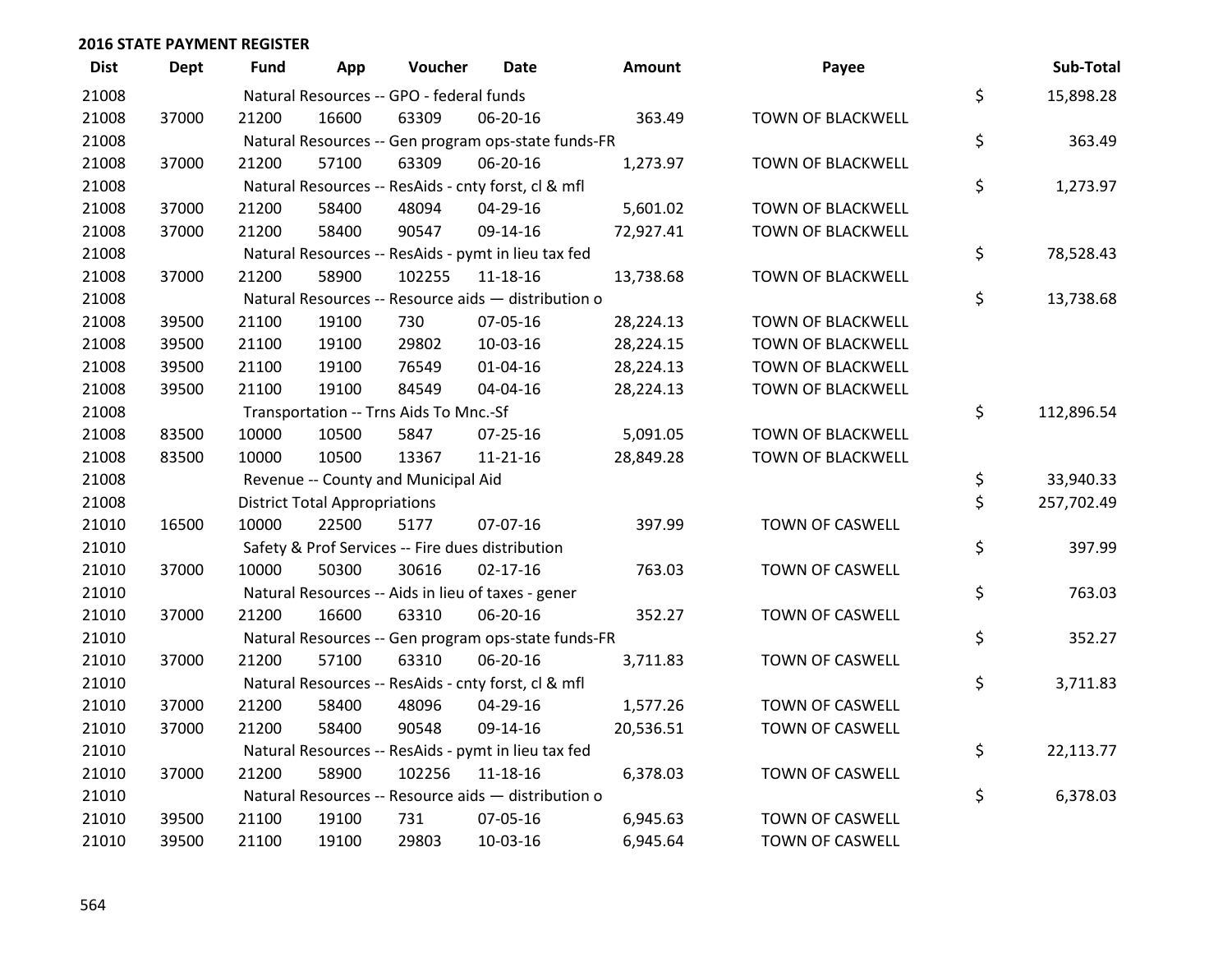## 2016 STATE PAYMENT REGISTER

| Dist | Dept | Fund | App | Voucher | Date | Amount | Payee | Sub-Total |
|---|---|---|---|---|---|---|---|---|
| 21008 | | Natural Resources -- GPO - federal funds | | | | | | $ 15,898.28 |
| 21008 | 37000 | 21200 | 16600 | 63309 | 06-20-16 | 363.49 | TOWN OF BLACKWELL | |
| 21008 | | Natural Resources -- Gen program ops-state funds-FR | | | | | | $ 363.49 |
| 21008 | 37000 | 21200 | 57100 | 63309 | 06-20-16 | 1,273.97 | TOWN OF BLACKWELL | |
| 21008 | | Natural Resources -- ResAids - cnty forst, cl & mfl | | | | | | $ 1,273.97 |
| 21008 | 37000 | 21200 | 58400 | 48094 | 04-29-16 | 5,601.02 | TOWN OF BLACKWELL | |
| 21008 | 37000 | 21200 | 58400 | 90547 | 09-14-16 | 72,927.41 | TOWN OF BLACKWELL | |
| 21008 | | Natural Resources -- ResAids - pymt in lieu tax fed | | | | | | $ 78,528.43 |
| 21008 | 37000 | 21200 | 58900 | 102255 | 11-18-16 | 13,738.68 | TOWN OF BLACKWELL | |
| 21008 | | Natural Resources -- Resource aids — distribution o | | | | | | $ 13,738.68 |
| 21008 | 39500 | 21100 | 19100 | 730 | 07-05-16 | 28,224.13 | TOWN OF BLACKWELL | |
| 21008 | 39500 | 21100 | 19100 | 29802 | 10-03-16 | 28,224.15 | TOWN OF BLACKWELL | |
| 21008 | 39500 | 21100 | 19100 | 76549 | 01-04-16 | 28,224.13 | TOWN OF BLACKWELL | |
| 21008 | 39500 | 21100 | 19100 | 84549 | 04-04-16 | 28,224.13 | TOWN OF BLACKWELL | |
| 21008 | | Transportation -- Trns Aids To Mnc.-Sf | | | | | | $ 112,896.54 |
| 21008 | 83500 | 10000 | 10500 | 5847 | 07-25-16 | 5,091.05 | TOWN OF BLACKWELL | |
| 21008 | 83500 | 10000 | 10500 | 13367 | 11-21-16 | 28,849.28 | TOWN OF BLACKWELL | |
| 21008 | | Revenue -- County and Municipal Aid | | | | | | $ 33,940.33 |
| 21008 | | District Total Appropriations | | | | | | $ 257,702.49 |
| 21010 | 16500 | 10000 | 22500 | 5177 | 07-07-16 | 397.99 | TOWN OF CASWELL | |
| 21010 | | Safety & Prof Services -- Fire dues distribution | | | | | | $ 397.99 |
| 21010 | 37000 | 10000 | 50300 | 30616 | 02-17-16 | 763.03 | TOWN OF CASWELL | |
| 21010 | | Natural Resources -- Aids in lieu of taxes - gener | | | | | | $ 763.03 |
| 21010 | 37000 | 21200 | 16600 | 63310 | 06-20-16 | 352.27 | TOWN OF CASWELL | |
| 21010 | | Natural Resources -- Gen program ops-state funds-FR | | | | | | $ 352.27 |
| 21010 | 37000 | 21200 | 57100 | 63310 | 06-20-16 | 3,711.83 | TOWN OF CASWELL | |
| 21010 | | Natural Resources -- ResAids - cnty forst, cl & mfl | | | | | | $ 3,711.83 |
| 21010 | 37000 | 21200 | 58400 | 48096 | 04-29-16 | 1,577.26 | TOWN OF CASWELL | |
| 21010 | 37000 | 21200 | 58400 | 90548 | 09-14-16 | 20,536.51 | TOWN OF CASWELL | |
| 21010 | | Natural Resources -- ResAids - pymt in lieu tax fed | | | | | | $ 22,113.77 |
| 21010 | 37000 | 21200 | 58900 | 102256 | 11-18-16 | 6,378.03 | TOWN OF CASWELL | |
| 21010 | | Natural Resources -- Resource aids — distribution o | | | | | | $ 6,378.03 |
| 21010 | 39500 | 21100 | 19100 | 731 | 07-05-16 | 6,945.63 | TOWN OF CASWELL | |
| 21010 | 39500 | 21100 | 19100 | 29803 | 10-03-16 | 6,945.64 | TOWN OF CASWELL | |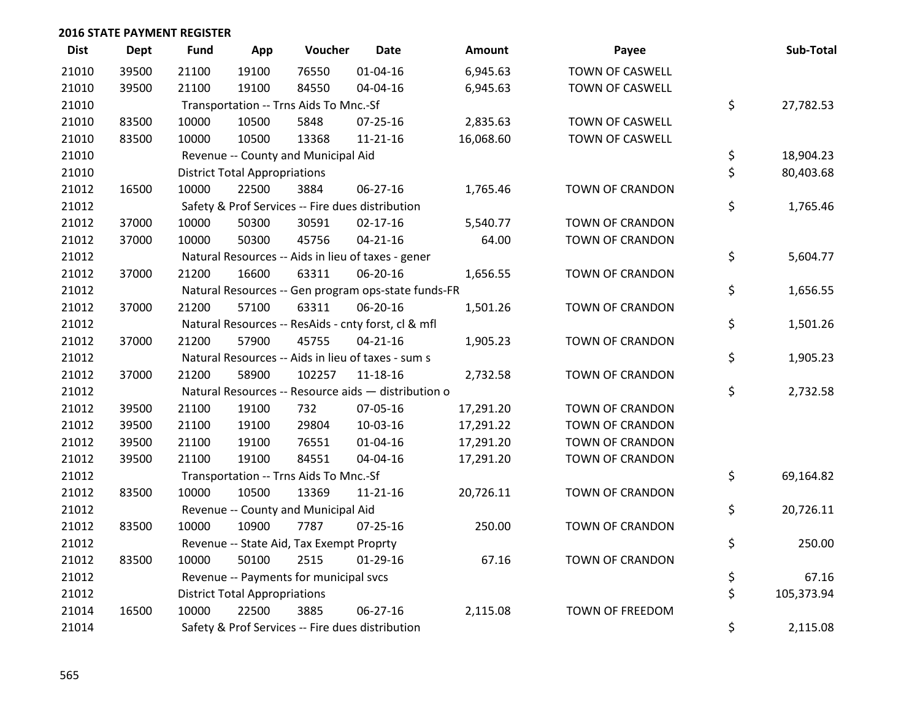## 2016 STATE PAYMENT REGISTER

| Dist | Dept | Fund | App | Voucher | Date | Amount | Payee | Sub-Total |
|---|---|---|---|---|---|---|---|---|
| 21010 | 39500 | 21100 | 19100 | 76550 | 01-04-16 | 6,945.63 | TOWN OF CASWELL | |
| 21010 | 39500 | 21100 | 19100 | 84550 | 04-04-16 | 6,945.63 | TOWN OF CASWELL | |
| 21010 | | Transportation -- Trns Aids To Mnc.-Sf | | | | | | $ 27,782.53 |
| 21010 | 83500 | 10000 | 10500 | 5848 | 07-25-16 | 2,835.63 | TOWN OF CASWELL | |
| 21010 | 83500 | 10000 | 10500 | 13368 | 11-21-16 | 16,068.60 | TOWN OF CASWELL | |
| 21010 | | Revenue -- County and Municipal Aid | | | | | | $ 18,904.23 |
| 21010 | | District Total Appropriations | | | | | | $ 80,403.68 |
| 21012 | 16500 | 10000 | 22500 | 3884 | 06-27-16 | 1,765.46 | TOWN OF CRANDON | |
| 21012 | | Safety & Prof Services -- Fire dues distribution | | | | | | $ 1,765.46 |
| 21012 | 37000 | 10000 | 50300 | 30591 | 02-17-16 | 5,540.77 | TOWN OF CRANDON | |
| 21012 | 37000 | 10000 | 50300 | 45756 | 04-21-16 | 64.00 | TOWN OF CRANDON | |
| 21012 | | Natural Resources -- Aids in lieu of taxes - gener | | | | | | $ 5,604.77 |
| 21012 | 37000 | 21200 | 16600 | 63311 | 06-20-16 | 1,656.55 | TOWN OF CRANDON | |
| 21012 | | Natural Resources -- Gen program ops-state funds-FR | | | | | | $ 1,656.55 |
| 21012 | 37000 | 21200 | 57100 | 63311 | 06-20-16 | 1,501.26 | TOWN OF CRANDON | |
| 21012 | | Natural Resources -- ResAids - cnty forst, cl & mfl | | | | | | $ 1,501.26 |
| 21012 | 37000 | 21200 | 57900 | 45755 | 04-21-16 | 1,905.23 | TOWN OF CRANDON | |
| 21012 | | Natural Resources -- Aids in lieu of taxes - sum s | | | | | | $ 1,905.23 |
| 21012 | 37000 | 21200 | 58900 | 102257 | 11-18-16 | 2,732.58 | TOWN OF CRANDON | |
| 21012 | | Natural Resources -- Resource aids — distribution o | | | | | | $ 2,732.58 |
| 21012 | 39500 | 21100 | 19100 | 732 | 07-05-16 | 17,291.20 | TOWN OF CRANDON | |
| 21012 | 39500 | 21100 | 19100 | 29804 | 10-03-16 | 17,291.22 | TOWN OF CRANDON | |
| 21012 | 39500 | 21100 | 19100 | 76551 | 01-04-16 | 17,291.20 | TOWN OF CRANDON | |
| 21012 | 39500 | 21100 | 19100 | 84551 | 04-04-16 | 17,291.20 | TOWN OF CRANDON | |
| 21012 | | Transportation -- Trns Aids To Mnc.-Sf | | | | | | $ 69,164.82 |
| 21012 | 83500 | 10000 | 10500 | 13369 | 11-21-16 | 20,726.11 | TOWN OF CRANDON | |
| 21012 | | Revenue -- County and Municipal Aid | | | | | | $ 20,726.11 |
| 21012 | 83500 | 10000 | 10900 | 7787 | 07-25-16 | 250.00 | TOWN OF CRANDON | |
| 21012 | | Revenue -- State Aid, Tax Exempt Proprty | | | | | | $ 250.00 |
| 21012 | 83500 | 10000 | 50100 | 2515 | 01-29-16 | 67.16 | TOWN OF CRANDON | |
| 21012 | | Revenue -- Payments for municipal svcs | | | | | | $ 67.16 |
| 21012 | | District Total Appropriations | | | | | | $ 105,373.94 |
| 21014 | 16500 | 10000 | 22500 | 3885 | 06-27-16 | 2,115.08 | TOWN OF FREEDOM | |
| 21014 | | Safety & Prof Services -- Fire dues distribution | | | | | | $ 2,115.08 |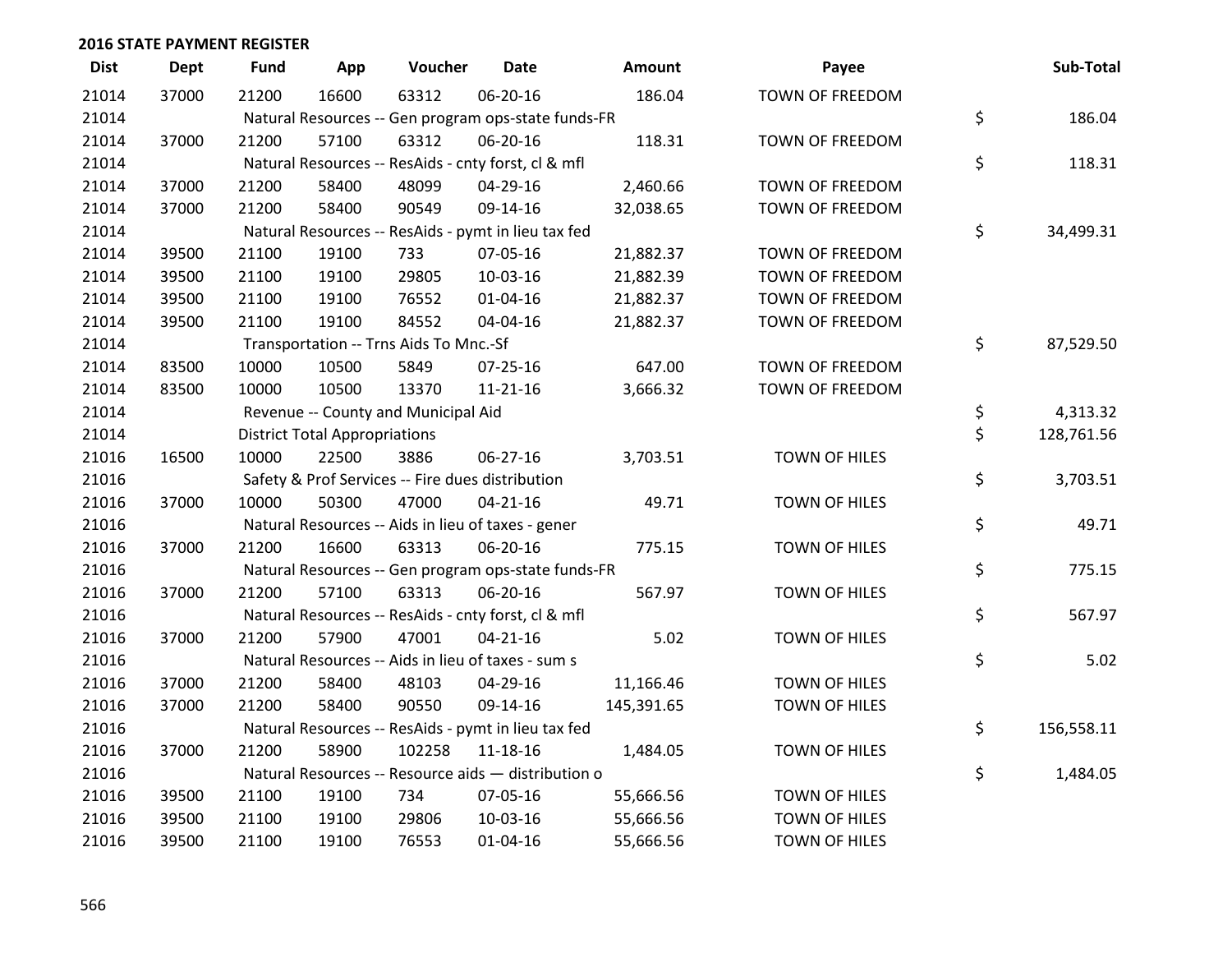## 2016 STATE PAYMENT REGISTER

| Dist | Dept | Fund | App | Voucher | Date | Amount | Payee | Sub-Total |
|---|---|---|---|---|---|---|---|---|
| 21014 | 37000 | 21200 | 16600 | 63312 | 06-20-16 | 186.04 | TOWN OF FREEDOM | |
| 21014 | | Natural Resources -- Gen program ops-state funds-FR | | | | | | $ 186.04 |
| 21014 | 37000 | 21200 | 57100 | 63312 | 06-20-16 | 118.31 | TOWN OF FREEDOM | |
| 21014 | | Natural Resources -- ResAids - cnty forst, cl & mfl | | | | | | $ 118.31 |
| 21014 | 37000 | 21200 | 58400 | 48099 | 04-29-16 | 2,460.66 | TOWN OF FREEDOM | |
| 21014 | 37000 | 21200 | 58400 | 90549 | 09-14-16 | 32,038.65 | TOWN OF FREEDOM | |
| 21014 | | Natural Resources -- ResAids - pymt in lieu tax fed | | | | | | $ 34,499.31 |
| 21014 | 39500 | 21100 | 19100 | 733 | 07-05-16 | 21,882.37 | TOWN OF FREEDOM | |
| 21014 | 39500 | 21100 | 19100 | 29805 | 10-03-16 | 21,882.39 | TOWN OF FREEDOM | |
| 21014 | 39500 | 21100 | 19100 | 76552 | 01-04-16 | 21,882.37 | TOWN OF FREEDOM | |
| 21014 | 39500 | 21100 | 19100 | 84552 | 04-04-16 | 21,882.37 | TOWN OF FREEDOM | |
| 21014 | | Transportation -- Trns Aids To Mnc.-Sf | | | | | | $ 87,529.50 |
| 21014 | 83500 | 10000 | 10500 | 5849 | 07-25-16 | 647.00 | TOWN OF FREEDOM | |
| 21014 | 83500 | 10000 | 10500 | 13370 | 11-21-16 | 3,666.32 | TOWN OF FREEDOM | |
| 21014 | | Revenue -- County and Municipal Aid | | | | | | $ 4,313.32 |
| 21014 | | District Total Appropriations | | | | | | $ 128,761.56 |
| 21016 | 16500 | 10000 | 22500 | 3886 | 06-27-16 | 3,703.51 | TOWN OF HILES | |
| 21016 | | Safety & Prof Services -- Fire dues distribution | | | | | | $ 3,703.51 |
| 21016 | 37000 | 10000 | 50300 | 47000 | 04-21-16 | 49.71 | TOWN OF HILES | |
| 21016 | | Natural Resources -- Aids in lieu of taxes - gener | | | | | | $ 49.71 |
| 21016 | 37000 | 21200 | 16600 | 63313 | 06-20-16 | 775.15 | TOWN OF HILES | |
| 21016 | | Natural Resources -- Gen program ops-state funds-FR | | | | | | $ 775.15 |
| 21016 | 37000 | 21200 | 57100 | 63313 | 06-20-16 | 567.97 | TOWN OF HILES | |
| 21016 | | Natural Resources -- ResAids - cnty forst, cl & mfl | | | | | | $ 567.97 |
| 21016 | 37000 | 21200 | 57900 | 47001 | 04-21-16 | 5.02 | TOWN OF HILES | |
| 21016 | | Natural Resources -- Aids in lieu of taxes - sum s | | | | | | $ 5.02 |
| 21016 | 37000 | 21200 | 58400 | 48103 | 04-29-16 | 11,166.46 | TOWN OF HILES | |
| 21016 | 37000 | 21200 | 58400 | 90550 | 09-14-16 | 145,391.65 | TOWN OF HILES | |
| 21016 | | Natural Resources -- ResAids - pymt in lieu tax fed | | | | | | $ 156,558.11 |
| 21016 | 37000 | 21200 | 58900 | 102258 | 11-18-16 | 1,484.05 | TOWN OF HILES | |
| 21016 | | Natural Resources -- Resource aids — distribution o | | | | | | $ 1,484.05 |
| 21016 | 39500 | 21100 | 19100 | 734 | 07-05-16 | 55,666.56 | TOWN OF HILES | |
| 21016 | 39500 | 21100 | 19100 | 29806 | 10-03-16 | 55,666.56 | TOWN OF HILES | |
| 21016 | 39500 | 21100 | 19100 | 76553 | 01-04-16 | 55,666.56 | TOWN OF HILES | |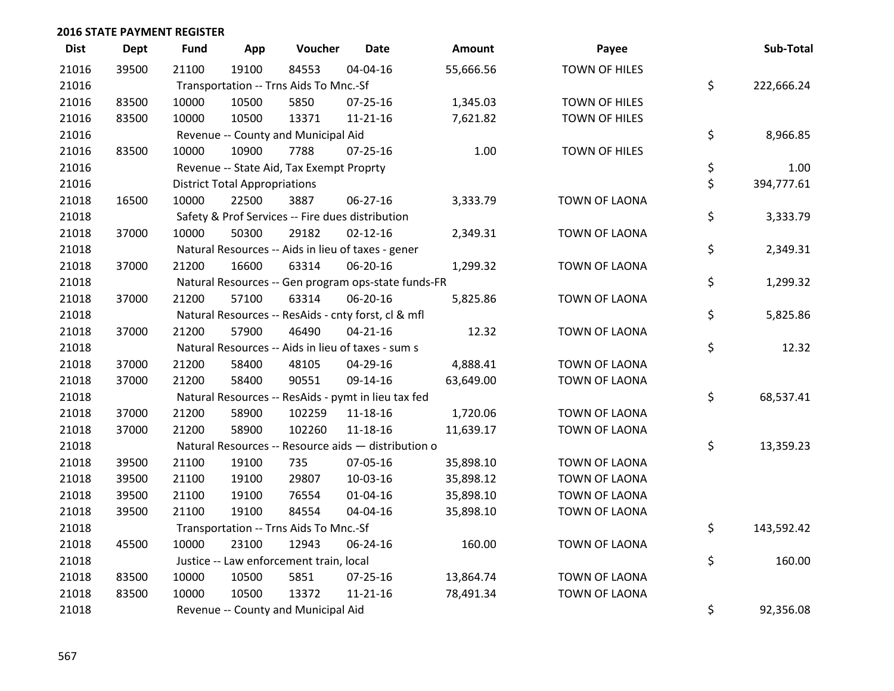## 2016 STATE PAYMENT REGISTER

| Dist | Dept | Fund | App | Voucher | Date | Amount | Payee | Sub-Total |
|---|---|---|---|---|---|---|---|---|
| 21016 | 39500 | 21100 | 19100 | 84553 | 04-04-16 | 55,666.56 | TOWN OF HILES | |
| 21016 | | Transportation -- Trns Aids To Mnc.-Sf | | | | | | $ 222,666.24 |
| 21016 | 83500 | 10000 | 10500 | 5850 | 07-25-16 | 1,345.03 | TOWN OF HILES | |
| 21016 | 83500 | 10000 | 10500 | 13371 | 11-21-16 | 7,621.82 | TOWN OF HILES | |
| 21016 | | Revenue -- County and Municipal Aid | | | | | | $ 8,966.85 |
| 21016 | 83500 | 10000 | 10900 | 7788 | 07-25-16 | 1.00 | TOWN OF HILES | |
| 21016 | | Revenue -- State Aid, Tax Exempt Proprty | | | | | | $ 1.00 |
| 21016 | | District Total Appropriations | | | | | | $ 394,777.61 |
| 21018 | 16500 | 10000 | 22500 | 3887 | 06-27-16 | 3,333.79 | TOWN OF LAONA | |
| 21018 | | Safety & Prof Services -- Fire dues distribution | | | | | | $ 3,333.79 |
| 21018 | 37000 | 10000 | 50300 | 29182 | 02-12-16 | 2,349.31 | TOWN OF LAONA | |
| 21018 | | Natural Resources -- Aids in lieu of taxes - gener | | | | | | $ 2,349.31 |
| 21018 | 37000 | 21200 | 16600 | 63314 | 06-20-16 | 1,299.32 | TOWN OF LAONA | |
| 21018 | | Natural Resources -- Gen program ops-state funds-FR | | | | | | $ 1,299.32 |
| 21018 | 37000 | 21200 | 57100 | 63314 | 06-20-16 | 5,825.86 | TOWN OF LAONA | |
| 21018 | | Natural Resources -- ResAids - cnty forst, cl & mfl | | | | | | $ 5,825.86 |
| 21018 | 37000 | 21200 | 57900 | 46490 | 04-21-16 | 12.32 | TOWN OF LAONA | |
| 21018 | | Natural Resources -- Aids in lieu of taxes - sum s | | | | | | $ 12.32 |
| 21018 | 37000 | 21200 | 58400 | 48105 | 04-29-16 | 4,888.41 | TOWN OF LAONA | |
| 21018 | 37000 | 21200 | 58400 | 90551 | 09-14-16 | 63,649.00 | TOWN OF LAONA | |
| 21018 | | Natural Resources -- ResAids - pymt in lieu tax fed | | | | | | $ 68,537.41 |
| 21018 | 37000 | 21200 | 58900 | 102259 | 11-18-16 | 1,720.06 | TOWN OF LAONA | |
| 21018 | 37000 | 21200 | 58900 | 102260 | 11-18-16 | 11,639.17 | TOWN OF LAONA | |
| 21018 | | Natural Resources -- Resource aids — distribution o | | | | | | $ 13,359.23 |
| 21018 | 39500 | 21100 | 19100 | 735 | 07-05-16 | 35,898.10 | TOWN OF LAONA | |
| 21018 | 39500 | 21100 | 19100 | 29807 | 10-03-16 | 35,898.12 | TOWN OF LAONA | |
| 21018 | 39500 | 21100 | 19100 | 76554 | 01-04-16 | 35,898.10 | TOWN OF LAONA | |
| 21018 | 39500 | 21100 | 19100 | 84554 | 04-04-16 | 35,898.10 | TOWN OF LAONA | |
| 21018 | | Transportation -- Trns Aids To Mnc.-Sf | | | | | | $ 143,592.42 |
| 21018 | 45500 | 10000 | 23100 | 12943 | 06-24-16 | 160.00 | TOWN OF LAONA | |
| 21018 | | Justice -- Law enforcement train, local | | | | | | $ 160.00 |
| 21018 | 83500 | 10000 | 10500 | 5851 | 07-25-16 | 13,864.74 | TOWN OF LAONA | |
| 21018 | 83500 | 10000 | 10500 | 13372 | 11-21-16 | 78,491.34 | TOWN OF LAONA | |
| 21018 | | Revenue -- County and Municipal Aid | | | | | | $ 92,356.08 |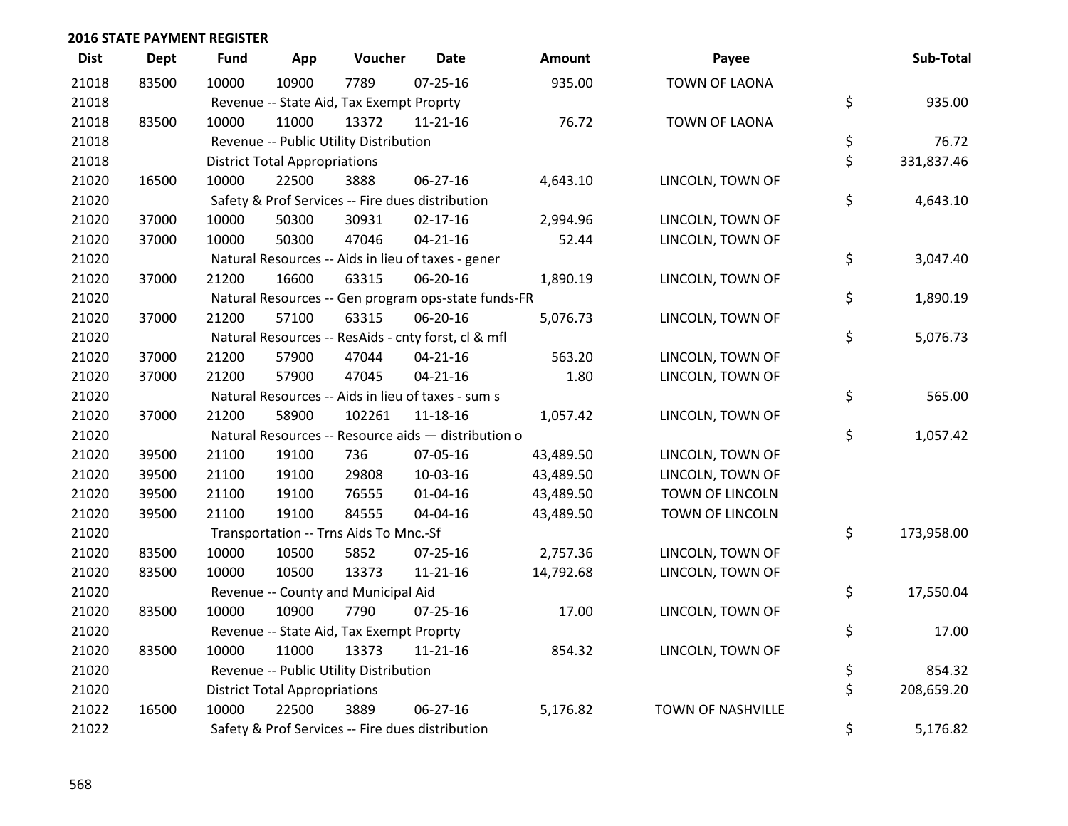## 2016 STATE PAYMENT REGISTER

| Dist | Dept | Fund | App | Voucher | Date | Amount | Payee | Sub-Total |
|---|---|---|---|---|---|---|---|---|
| 21018 | 83500 | 10000 | 10900 | 7789 | 07-25-16 | 935.00 | TOWN OF LAONA | |
| 21018 | | Revenue -- State Aid, Tax Exempt Proprty | | | | | | $ 935.00 |
| 21018 | 83500 | 10000 | 11000 | 13372 | 11-21-16 | 76.72 | TOWN OF LAONA | |
| 21018 | | Revenue -- Public Utility Distribution | | | | | | $ 76.72 |
| 21018 | | District Total Appropriations | | | | | | $ 331,837.46 |
| 21020 | 16500 | 10000 | 22500 | 3888 | 06-27-16 | 4,643.10 | LINCOLN, TOWN OF | |
| 21020 | | Safety & Prof Services -- Fire dues distribution | | | | | | $ 4,643.10 |
| 21020 | 37000 | 10000 | 50300 | 30931 | 02-17-16 | 2,994.96 | LINCOLN, TOWN OF | |
| 21020 | 37000 | 10000 | 50300 | 47046 | 04-21-16 | 52.44 | LINCOLN, TOWN OF | |
| 21020 | | Natural Resources -- Aids in lieu of taxes - gener | | | | | | $ 3,047.40 |
| 21020 | 37000 | 21200 | 16600 | 63315 | 06-20-16 | 1,890.19 | LINCOLN, TOWN OF | |
| 21020 | | Natural Resources -- Gen program ops-state funds-FR | | | | | | $ 1,890.19 |
| 21020 | 37000 | 21200 | 57100 | 63315 | 06-20-16 | 5,076.73 | LINCOLN, TOWN OF | |
| 21020 | | Natural Resources -- ResAids - cnty forst, cl & mfl | | | | | | $ 5,076.73 |
| 21020 | 37000 | 21200 | 57900 | 47044 | 04-21-16 | 563.20 | LINCOLN, TOWN OF | |
| 21020 | 37000 | 21200 | 57900 | 47045 | 04-21-16 | 1.80 | LINCOLN, TOWN OF | |
| 21020 | | Natural Resources -- Aids in lieu of taxes - sum s | | | | | | $ 565.00 |
| 21020 | 37000 | 21200 | 58900 | 102261 | 11-18-16 | 1,057.42 | LINCOLN, TOWN OF | |
| 21020 | | Natural Resources -- Resource aids — distribution o | | | | | | $ 1,057.42 |
| 21020 | 39500 | 21100 | 19100 | 736 | 07-05-16 | 43,489.50 | LINCOLN, TOWN OF | |
| 21020 | 39500 | 21100 | 19100 | 29808 | 10-03-16 | 43,489.50 | LINCOLN, TOWN OF | |
| 21020 | 39500 | 21100 | 19100 | 76555 | 01-04-16 | 43,489.50 | TOWN OF LINCOLN | |
| 21020 | 39500 | 21100 | 19100 | 84555 | 04-04-16 | 43,489.50 | TOWN OF LINCOLN | |
| 21020 | | Transportation -- Trns Aids To Mnc.-Sf | | | | | | $ 173,958.00 |
| 21020 | 83500 | 10000 | 10500 | 5852 | 07-25-16 | 2,757.36 | LINCOLN, TOWN OF | |
| 21020 | 83500 | 10000 | 10500 | 13373 | 11-21-16 | 14,792.68 | LINCOLN, TOWN OF | |
| 21020 | | Revenue -- County and Municipal Aid | | | | | | $ 17,550.04 |
| 21020 | 83500 | 10000 | 10900 | 7790 | 07-25-16 | 17.00 | LINCOLN, TOWN OF | |
| 21020 | | Revenue -- State Aid, Tax Exempt Proprty | | | | | | $ 17.00 |
| 21020 | 83500 | 10000 | 11000 | 13373 | 11-21-16 | 854.32 | LINCOLN, TOWN OF | |
| 21020 | | Revenue -- Public Utility Distribution | | | | | | $ 854.32 |
| 21020 | | District Total Appropriations | | | | | | $ 208,659.20 |
| 21022 | 16500 | 10000 | 22500 | 3889 | 06-27-16 | 5,176.82 | TOWN OF NASHVILLE | |
| 21022 | | Safety & Prof Services -- Fire dues distribution | | | | | | $ 5,176.82 |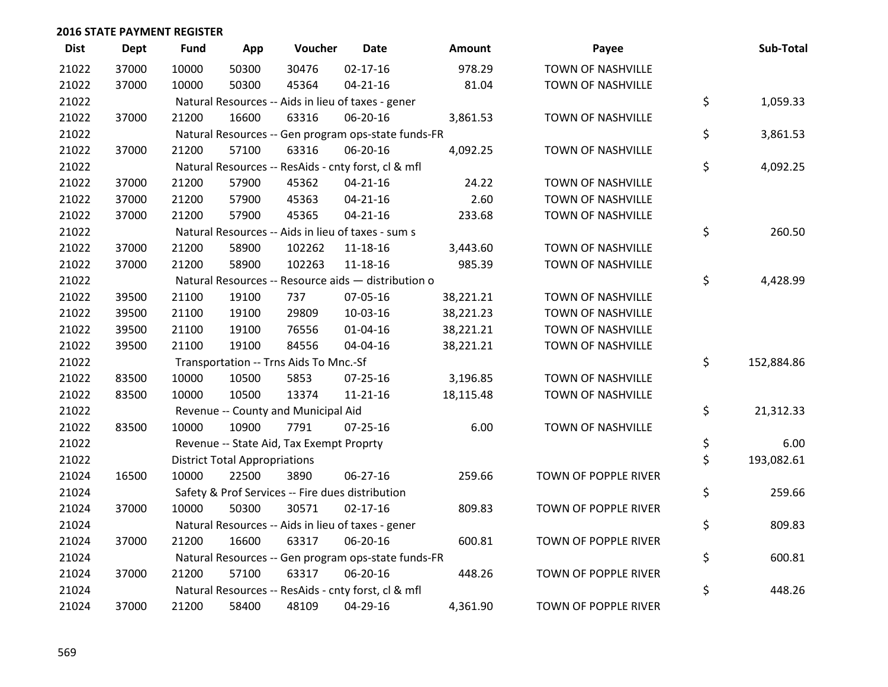**2016 STATE PAYMENT REGISTER**

| Dist | Dept | Fund | App | Voucher | Date | Amount | Payee | Sub-Total |
|---|---|---|---|---|---|---|---|---|
| 21022 | 37000 | 10000 | 50300 | 30476 | 02-17-16 | 978.29 | TOWN OF NASHVILLE | |
| 21022 | 37000 | 10000 | 50300 | 45364 | 04-21-16 | 81.04 | TOWN OF NASHVILLE | |
| 21022 | | Natural Resources -- Aids in lieu of taxes - gener | | | | | | $ 1,059.33 |
| 21022 | 37000 | 21200 | 16600 | 63316 | 06-20-16 | 3,861.53 | TOWN OF NASHVILLE | |
| 21022 | | Natural Resources -- Gen program ops-state funds-FR | | | | | | $ 3,861.53 |
| 21022 | 37000 | 21200 | 57100 | 63316 | 06-20-16 | 4,092.25 | TOWN OF NASHVILLE | |
| 21022 | | Natural Resources -- ResAids - cnty forst, cl & mfl | | | | | | $ 4,092.25 |
| 21022 | 37000 | 21200 | 57900 | 45362 | 04-21-16 | 24.22 | TOWN OF NASHVILLE | |
| 21022 | 37000 | 21200 | 57900 | 45363 | 04-21-16 | 2.60 | TOWN OF NASHVILLE | |
| 21022 | 37000 | 21200 | 57900 | 45365 | 04-21-16 | 233.68 | TOWN OF NASHVILLE | |
| 21022 | | Natural Resources -- Aids in lieu of taxes - sum s | | | | | | $ 260.50 |
| 21022 | 37000 | 21200 | 58900 | 102262 | 11-18-16 | 3,443.60 | TOWN OF NASHVILLE | |
| 21022 | 37000 | 21200 | 58900 | 102263 | 11-18-16 | 985.39 | TOWN OF NASHVILLE | |
| 21022 | | Natural Resources -- Resource aids — distribution o | | | | | | $ 4,428.99 |
| 21022 | 39500 | 21100 | 19100 | 737 | 07-05-16 | 38,221.21 | TOWN OF NASHVILLE | |
| 21022 | 39500 | 21100 | 19100 | 29809 | 10-03-16 | 38,221.23 | TOWN OF NASHVILLE | |
| 21022 | 39500 | 21100 | 19100 | 76556 | 01-04-16 | 38,221.21 | TOWN OF NASHVILLE | |
| 21022 | 39500 | 21100 | 19100 | 84556 | 04-04-16 | 38,221.21 | TOWN OF NASHVILLE | |
| 21022 | | Transportation -- Trns Aids To Mnc.-Sf | | | | | | $ 152,884.86 |
| 21022 | 83500 | 10000 | 10500 | 5853 | 07-25-16 | 3,196.85 | TOWN OF NASHVILLE | |
| 21022 | 83500 | 10000 | 10500 | 13374 | 11-21-16 | 18,115.48 | TOWN OF NASHVILLE | |
| 21022 | | Revenue -- County and Municipal Aid | | | | | | $ 21,312.33 |
| 21022 | 83500 | 10000 | 10900 | 7791 | 07-25-16 | 6.00 | TOWN OF NASHVILLE | |
| 21022 | | Revenue -- State Aid, Tax Exempt Proprty | | | | | | $ 6.00 |
| 21022 | | District Total Appropriations | | | | | | $ 193,082.61 |
| 21024 | 16500 | 10000 | 22500 | 3890 | 06-27-16 | 259.66 | TOWN OF POPPLE RIVER | |
| 21024 | | Safety & Prof Services -- Fire dues distribution | | | | | | $ 259.66 |
| 21024 | 37000 | 10000 | 50300 | 30571 | 02-17-16 | 809.83 | TOWN OF POPPLE RIVER | |
| 21024 | | Natural Resources -- Aids in lieu of taxes - gener | | | | | | $ 809.83 |
| 21024 | 37000 | 21200 | 16600 | 63317 | 06-20-16 | 600.81 | TOWN OF POPPLE RIVER | |
| 21024 | | Natural Resources -- Gen program ops-state funds-FR | | | | | | $ 600.81 |
| 21024 | 37000 | 21200 | 57100 | 63317 | 06-20-16 | 448.26 | TOWN OF POPPLE RIVER | |
| 21024 | | Natural Resources -- ResAids - cnty forst, cl & mfl | | | | | | $ 448.26 |
| 21024 | 37000 | 21200 | 58400 | 48109 | 04-29-16 | 4,361.90 | TOWN OF POPPLE RIVER | |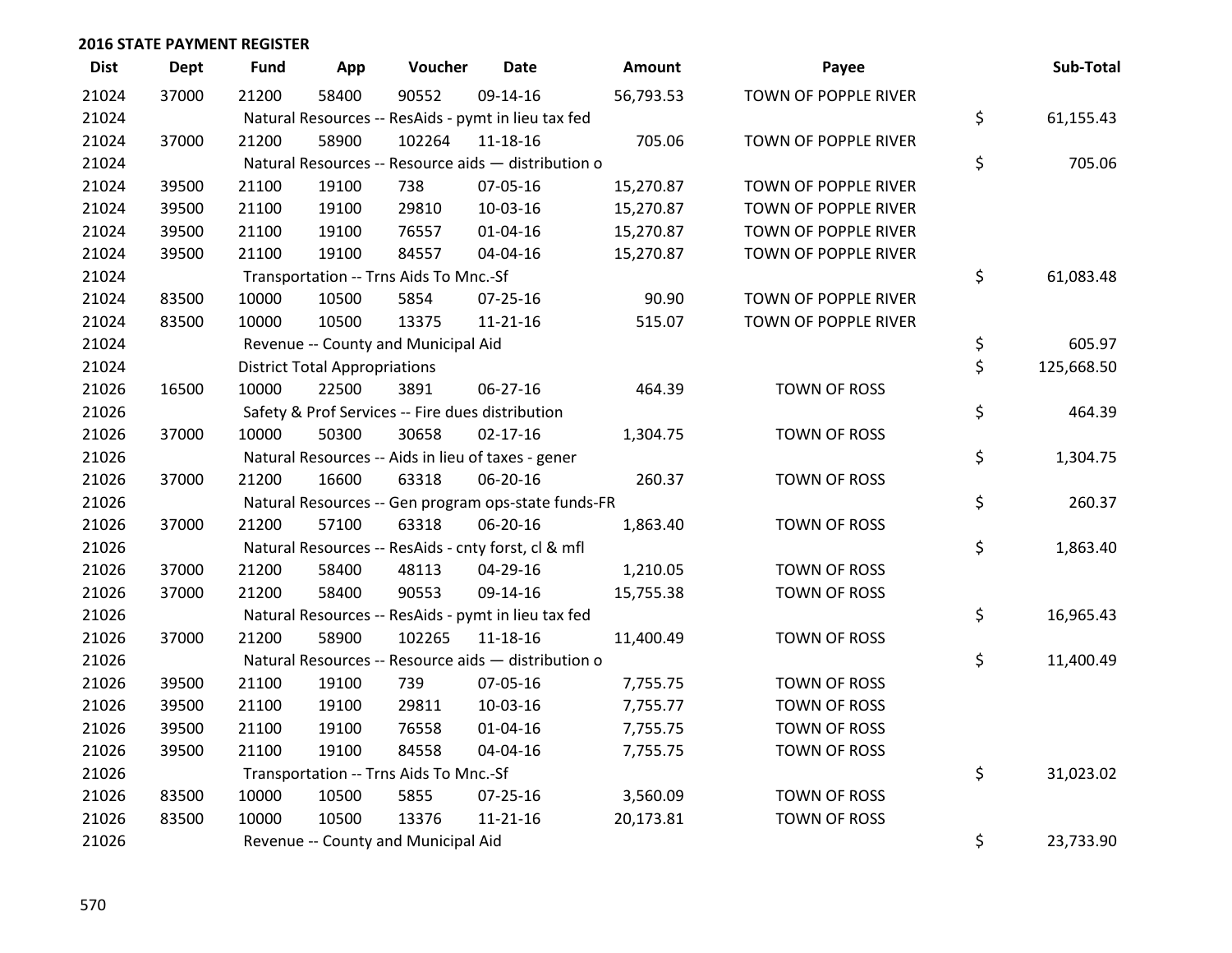## 2016 STATE PAYMENT REGISTER

| Dist | Dept | Fund | App | Voucher | Date | Amount | Payee | | Sub-Total |
|---|---|---|---|---|---|---|---|---|---|
| 21024 | 37000 | 21200 | 58400 | 90552 | 09-14-16 | 56,793.53 | TOWN OF POPPLE RIVER | | |
| 21024 | | Natural Resources -- ResAids - pymt in lieu tax fed | | | | | | $ | 61,155.43 |
| 21024 | 37000 | 21200 | 58900 | 102264 | 11-18-16 | 705.06 | TOWN OF POPPLE RIVER | | |
| 21024 | | Natural Resources -- Resource aids — distribution o | | | | | | $ | 705.06 |
| 21024 | 39500 | 21100 | 19100 | 738 | 07-05-16 | 15,270.87 | TOWN OF POPPLE RIVER | | |
| 21024 | 39500 | 21100 | 19100 | 29810 | 10-03-16 | 15,270.87 | TOWN OF POPPLE RIVER | | |
| 21024 | 39500 | 21100 | 19100 | 76557 | 01-04-16 | 15,270.87 | TOWN OF POPPLE RIVER | | |
| 21024 | 39500 | 21100 | 19100 | 84557 | 04-04-16 | 15,270.87 | TOWN OF POPPLE RIVER | | |
| 21024 | | Transportation -- Trns Aids To Mnc.-Sf | | | | | | $ | 61,083.48 |
| 21024 | 83500 | 10000 | 10500 | 5854 | 07-25-16 | 90.90 | TOWN OF POPPLE RIVER | | |
| 21024 | 83500 | 10000 | 10500 | 13375 | 11-21-16 | 515.07 | TOWN OF POPPLE RIVER | | |
| 21024 | | Revenue -- County and Municipal Aid | | | | | | $ | 605.97 |
| 21024 | | District Total Appropriations | | | | | | $ | 125,668.50 |
| 21026 | 16500 | 10000 | 22500 | 3891 | 06-27-16 | 464.39 | TOWN OF ROSS | | |
| 21026 | | Safety & Prof Services -- Fire dues distribution | | | | | | $ | 464.39 |
| 21026 | 37000 | 10000 | 50300 | 30658 | 02-17-16 | 1,304.75 | TOWN OF ROSS | | |
| 21026 | | Natural Resources -- Aids in lieu of taxes - gener | | | | | | $ | 1,304.75 |
| 21026 | 37000 | 21200 | 16600 | 63318 | 06-20-16 | 260.37 | TOWN OF ROSS | | |
| 21026 | | Natural Resources -- Gen program ops-state funds-FR | | | | | | $ | 260.37 |
| 21026 | 37000 | 21200 | 57100 | 63318 | 06-20-16 | 1,863.40 | TOWN OF ROSS | | |
| 21026 | | Natural Resources -- ResAids - cnty forst, cl & mfl | | | | | | $ | 1,863.40 |
| 21026 | 37000 | 21200 | 58400 | 48113 | 04-29-16 | 1,210.05 | TOWN OF ROSS | | |
| 21026 | 37000 | 21200 | 58400 | 90553 | 09-14-16 | 15,755.38 | TOWN OF ROSS | | |
| 21026 | | Natural Resources -- ResAids - pymt in lieu tax fed | | | | | | $ | 16,965.43 |
| 21026 | 37000 | 21200 | 58900 | 102265 | 11-18-16 | 11,400.49 | TOWN OF ROSS | | |
| 21026 | | Natural Resources -- Resource aids — distribution o | | | | | | $ | 11,400.49 |
| 21026 | 39500 | 21100 | 19100 | 739 | 07-05-16 | 7,755.75 | TOWN OF ROSS | | |
| 21026 | 39500 | 21100 | 19100 | 29811 | 10-03-16 | 7,755.77 | TOWN OF ROSS | | |
| 21026 | 39500 | 21100 | 19100 | 76558 | 01-04-16 | 7,755.75 | TOWN OF ROSS | | |
| 21026 | 39500 | 21100 | 19100 | 84558 | 04-04-16 | 7,755.75 | TOWN OF ROSS | | |
| 21026 | | Transportation -- Trns Aids To Mnc.-Sf | | | | | | $ | 31,023.02 |
| 21026 | 83500 | 10000 | 10500 | 5855 | 07-25-16 | 3,560.09 | TOWN OF ROSS | | |
| 21026 | 83500 | 10000 | 10500 | 13376 | 11-21-16 | 20,173.81 | TOWN OF ROSS | | |
| 21026 | | Revenue -- County and Municipal Aid | | | | | | $ | 23,733.90 |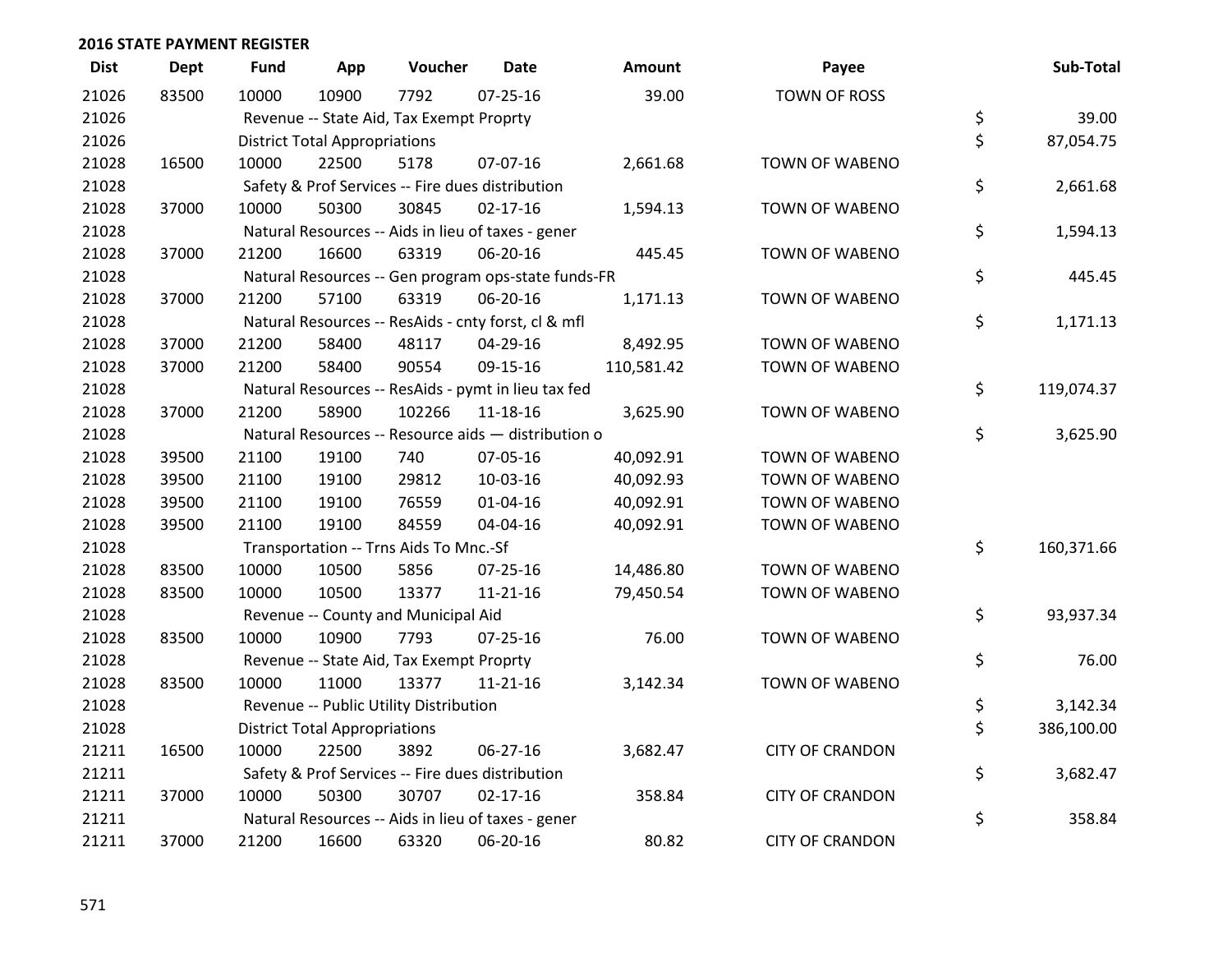## 2016 STATE PAYMENT REGISTER

| Dist | Dept | Fund | App | Voucher | Date | Amount | Payee | Sub-Total |
|---|---|---|---|---|---|---|---|---|
| 21026 | 83500 | 10000 | 10900 | 7792 | 07-25-16 | 39.00 | TOWN OF ROSS | |
| 21026 | | Revenue -- State Aid, Tax Exempt Proprty | | | | | | $ 39.00 |
| 21026 | | District Total Appropriations | | | | | | $ 87,054.75 |
| 21028 | 16500 | 10000 | 22500 | 5178 | 07-07-16 | 2,661.68 | TOWN OF WABENO | |
| 21028 | | Safety & Prof Services -- Fire dues distribution | | | | | | $ 2,661.68 |
| 21028 | 37000 | 10000 | 50300 | 30845 | 02-17-16 | 1,594.13 | TOWN OF WABENO | |
| 21028 | | Natural Resources -- Aids in lieu of taxes - gener | | | | | | $ 1,594.13 |
| 21028 | 37000 | 21200 | 16600 | 63319 | 06-20-16 | 445.45 | TOWN OF WABENO | |
| 21028 | | Natural Resources -- Gen program ops-state funds-FR | | | | | | $ 445.45 |
| 21028 | 37000 | 21200 | 57100 | 63319 | 06-20-16 | 1,171.13 | TOWN OF WABENO | |
| 21028 | | Natural Resources -- ResAids - cnty forst, cl & mfl | | | | | | $ 1,171.13 |
| 21028 | 37000 | 21200 | 58400 | 48117 | 04-29-16 | 8,492.95 | TOWN OF WABENO | |
| 21028 | 37000 | 21200 | 58400 | 90554 | 09-15-16 | 110,581.42 | TOWN OF WABENO | |
| 21028 | | Natural Resources -- ResAids - pymt in lieu tax fed | | | | | | $ 119,074.37 |
| 21028 | 37000 | 21200 | 58900 | 102266 | 11-18-16 | 3,625.90 | TOWN OF WABENO | |
| 21028 | | Natural Resources -- Resource aids — distribution o | | | | | | $ 3,625.90 |
| 21028 | 39500 | 21100 | 19100 | 740 | 07-05-16 | 40,092.91 | TOWN OF WABENO | |
| 21028 | 39500 | 21100 | 19100 | 29812 | 10-03-16 | 40,092.93 | TOWN OF WABENO | |
| 21028 | 39500 | 21100 | 19100 | 76559 | 01-04-16 | 40,092.91 | TOWN OF WABENO | |
| 21028 | 39500 | 21100 | 19100 | 84559 | 04-04-16 | 40,092.91 | TOWN OF WABENO | |
| 21028 | | Transportation -- Trns Aids To Mnc.-Sf | | | | | | $ 160,371.66 |
| 21028 | 83500 | 10000 | 10500 | 5856 | 07-25-16 | 14,486.80 | TOWN OF WABENO | |
| 21028 | 83500 | 10000 | 10500 | 13377 | 11-21-16 | 79,450.54 | TOWN OF WABENO | |
| 21028 | | Revenue -- County and Municipal Aid | | | | | | $ 93,937.34 |
| 21028 | 83500 | 10000 | 10900 | 7793 | 07-25-16 | 76.00 | TOWN OF WABENO | |
| 21028 | | Revenue -- State Aid, Tax Exempt Proprty | | | | | | $ 76.00 |
| 21028 | 83500 | 10000 | 11000 | 13377 | 11-21-16 | 3,142.34 | TOWN OF WABENO | |
| 21028 | | Revenue -- Public Utility Distribution | | | | | | $ 3,142.34 |
| 21028 | | District Total Appropriations | | | | | | $ 386,100.00 |
| 21211 | 16500 | 10000 | 22500 | 3892 | 06-27-16 | 3,682.47 | CITY OF CRANDON | |
| 21211 | | Safety & Prof Services -- Fire dues distribution | | | | | | $ 3,682.47 |
| 21211 | 37000 | 10000 | 50300 | 30707 | 02-17-16 | 358.84 | CITY OF CRANDON | |
| 21211 | | Natural Resources -- Aids in lieu of taxes - gener | | | | | | $ 358.84 |
| 21211 | 37000 | 21200 | 16600 | 63320 | 06-20-16 | 80.82 | CITY OF CRANDON | |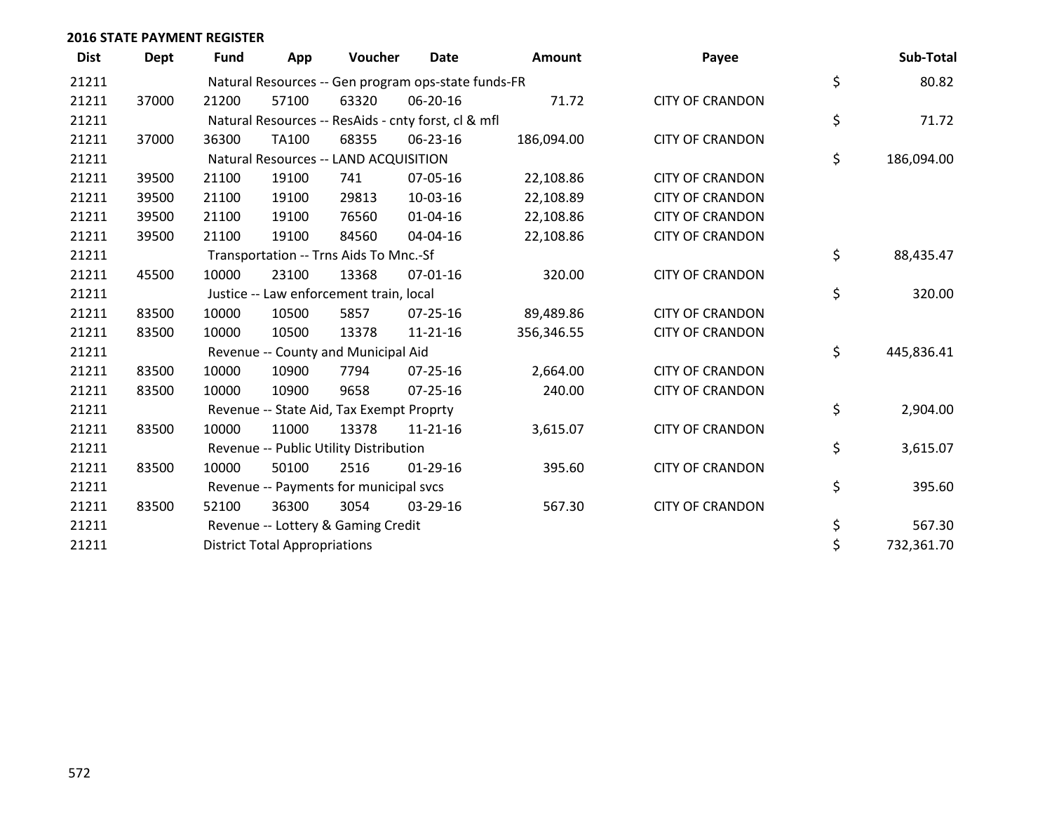**2016 STATE PAYMENT REGISTER**

| Dist | Dept | Fund | App | Voucher | Date | Amount | Payee | | Sub-Total |
|---|---|---|---|---|---|---|---|---|---|
| 21211 | | Natural Resources -- Gen program ops-state funds-FR | | | | | | $ | 80.82 |
| 21211 | 37000 | 21200 | 57100 | 63320 | 06-20-16 | 71.72 | CITY OF CRANDON | | |
| 21211 | | Natural Resources -- ResAids - cnty forst, cl & mfl | | | | | | $ | 71.72 |
| 21211 | 37000 | 36300 | TA100 | 68355 | 06-23-16 | 186,094.00 | CITY OF CRANDON | | |
| 21211 | | Natural Resources -- LAND ACQUISITION | | | | | | $ | 186,094.00 |
| 21211 | 39500 | 21100 | 19100 | 741 | 07-05-16 | 22,108.86 | CITY OF CRANDON | | |
| 21211 | 39500 | 21100 | 19100 | 29813 | 10-03-16 | 22,108.89 | CITY OF CRANDON | | |
| 21211 | 39500 | 21100 | 19100 | 76560 | 01-04-16 | 22,108.86 | CITY OF CRANDON | | |
| 21211 | 39500 | 21100 | 19100 | 84560 | 04-04-16 | 22,108.86 | CITY OF CRANDON | | |
| 21211 | | Transportation -- Trns Aids To Mnc.-Sf | | | | | | $ | 88,435.47 |
| 21211 | 45500 | 10000 | 23100 | 13368 | 07-01-16 | 320.00 | CITY OF CRANDON | | |
| 21211 | | Justice -- Law enforcement train, local | | | | | | $ | 320.00 |
| 21211 | 83500 | 10000 | 10500 | 5857 | 07-25-16 | 89,489.86 | CITY OF CRANDON | | |
| 21211 | 83500 | 10000 | 10500 | 13378 | 11-21-16 | 356,346.55 | CITY OF CRANDON | | |
| 21211 | | Revenue -- County and Municipal Aid | | | | | | $ | 445,836.41 |
| 21211 | 83500 | 10000 | 10900 | 7794 | 07-25-16 | 2,664.00 | CITY OF CRANDON | | |
| 21211 | 83500 | 10000 | 10900 | 9658 | 07-25-16 | 240.00 | CITY OF CRANDON | | |
| 21211 | | Revenue -- State Aid, Tax Exempt Proprty | | | | | | $ | 2,904.00 |
| 21211 | 83500 | 10000 | 11000 | 13378 | 11-21-16 | 3,615.07 | CITY OF CRANDON | | |
| 21211 | | Revenue -- Public Utility Distribution | | | | | | $ | 3,615.07 |
| 21211 | 83500 | 10000 | 50100 | 2516 | 01-29-16 | 395.60 | CITY OF CRANDON | | |
| 21211 | | Revenue -- Payments for municipal svcs | | | | | | $ | 395.60 |
| 21211 | 83500 | 52100 | 36300 | 3054 | 03-29-16 | 567.30 | CITY OF CRANDON | | |
| 21211 | | Revenue -- Lottery & Gaming Credit | | | | | | $ | 567.30 |
| 21211 | | District Total Appropriations | | | | | | $ | 732,361.70 |